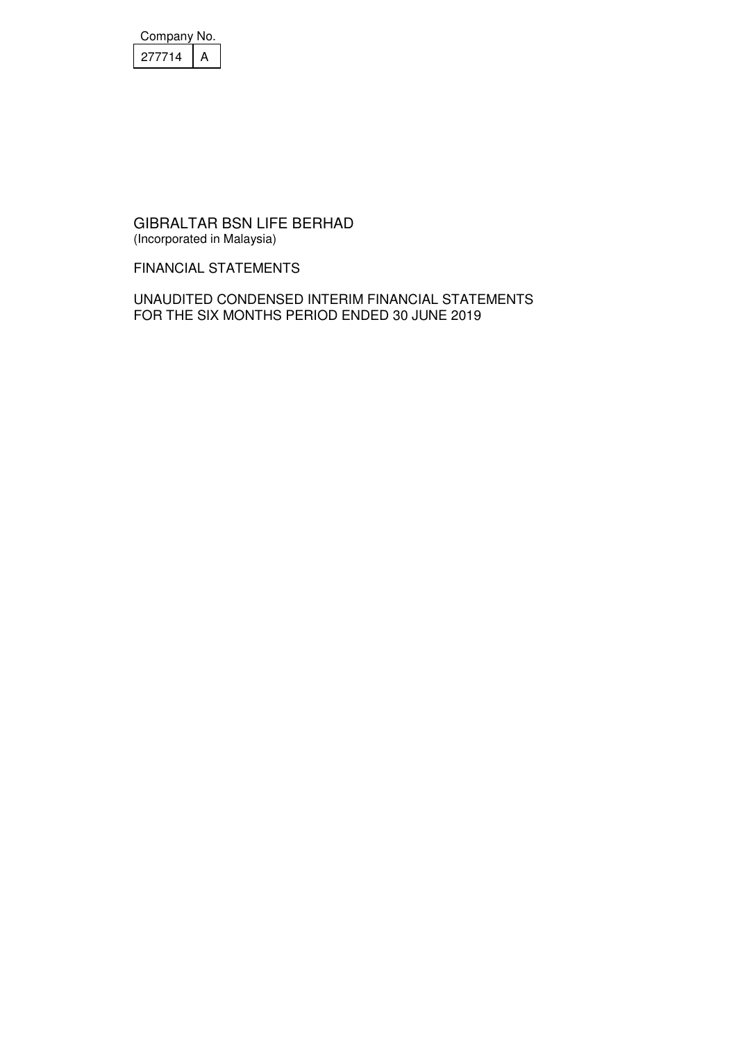Company No.

| 277714 | A |
|---|---|

# GIBRALTAR BSN LIFE BERHAD
(Incorporated in Malaysia)

## FINANCIAL STATEMENTS

## UNAUDITED CONDENSED INTERIM FINANCIAL STATEMENTS FOR THE SIX MONTHS PERIOD ENDED 30 JUNE 2019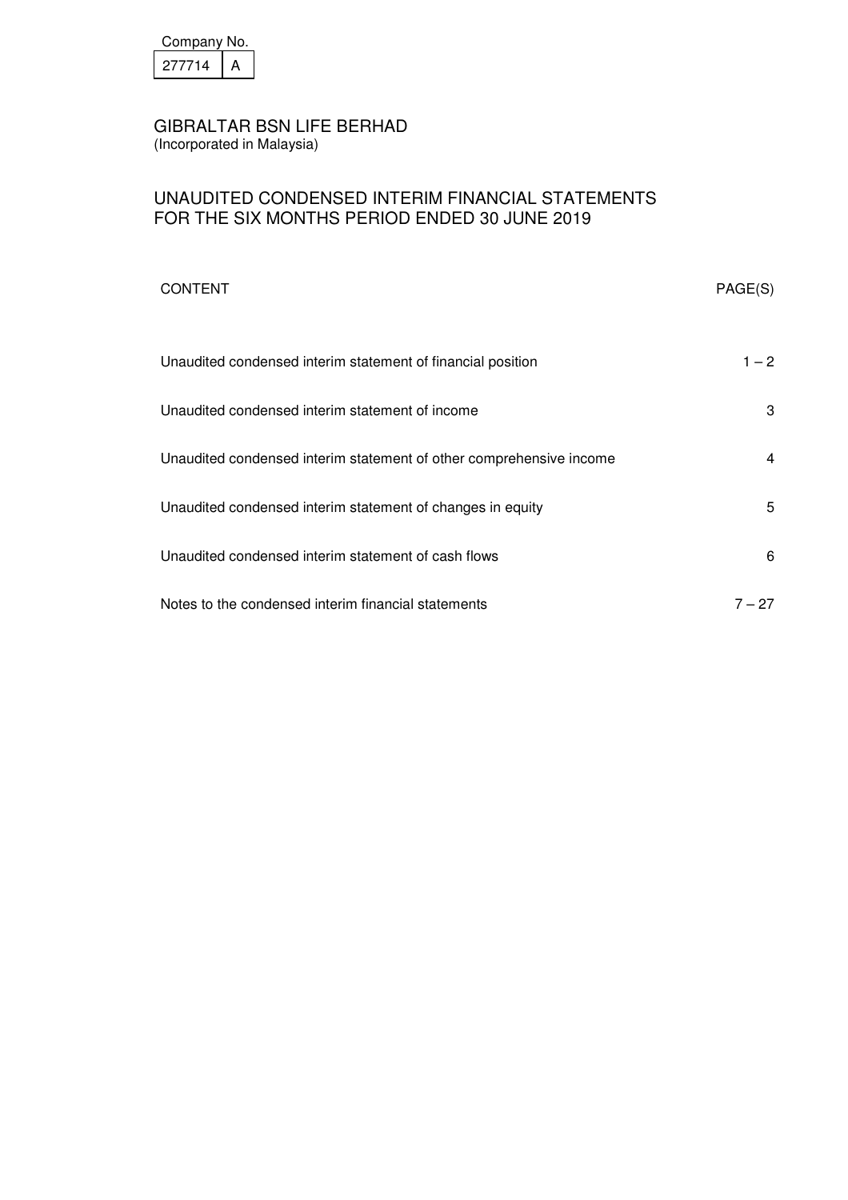| Company No. | |
|---|---|
| 277714 | A |

# GIBRALTAR BSN LIFE BERHAD
(Incorporated in Malaysia)

## UNAUDITED CONDENSED INTERIM FINANCIAL STATEMENTS FOR THE SIX MONTHS PERIOD ENDED 30 JUNE 2019

| CONTENT | PAGE(S) |
|---|---|
| Unaudited condensed interim statement of financial position | 1 – 2 |
| Unaudited condensed interim statement of income | 3 |
| Unaudited condensed interim statement of other comprehensive income | 4 |
| Unaudited condensed interim statement of changes in equity | 5 |
| Unaudited condensed interim statement of cash flows | 6 |
| Notes to the condensed interim financial statements | 7 – 27 |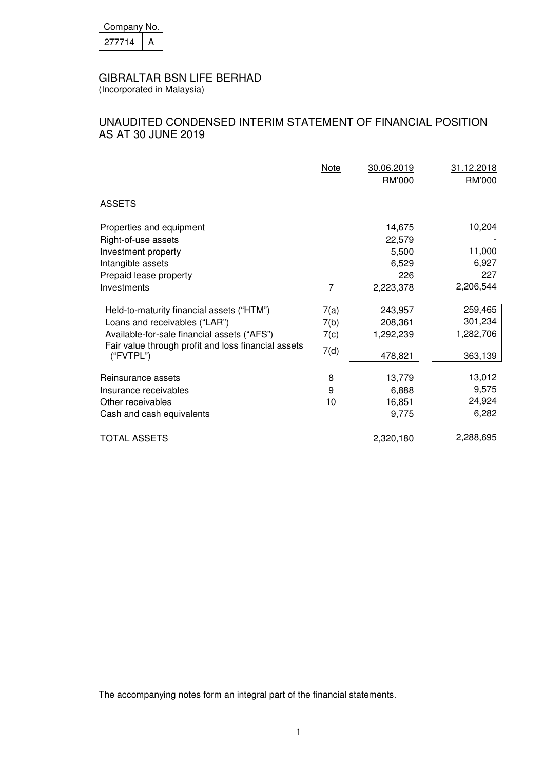Company No.

| 277714 | A |
|---|---|

# GIBRALTAR BSN LIFE BERHAD

(Incorporated in Malaysia)

## UNAUDITED CONDENSED INTERIM STATEMENT OF FINANCIAL POSITION AS AT 30 JUNE 2019

| | Note | 30.06.2019 RM'000 | 31.12.2018 RM'000 |
|---|---|---|---|
| ASSETS | | | |
| Properties and equipment | | 14,675 | 10,204 |
| Right-of-use assets | | 22,579 | - |
| Investment property | | 5,500 | 11,000 |
| Intangible assets | | 6,529 | 6,927 |
| Prepaid lease property | | 226 | 227 |
| Investments | 7 | 2,223,378 | 2,206,544 |
| Held-to-maturity financial assets ("HTM") | 7(a) | 243,957 | 259,465 |
| Loans and receivables ("LAR") | 7(b) | 208,361 | 301,234 |
| Available-for-sale financial assets ("AFS") | 7(c) | 1,292,239 | 1,282,706 |
| Fair value through profit and loss financial assets ("FVTPL") | 7(d) | 478,821 | 363,139 |
| Reinsurance assets | 8 | 13,779 | 13,012 |
| Insurance receivables | 9 | 6,888 | 9,575 |
| Other receivables | 10 | 16,851 | 24,924 |
| Cash and cash equivalents | | 9,775 | 6,282 |
| TOTAL ASSETS | | 2,320,180 | 2,288,695 |

The accompanying notes form an integral part of the financial statements.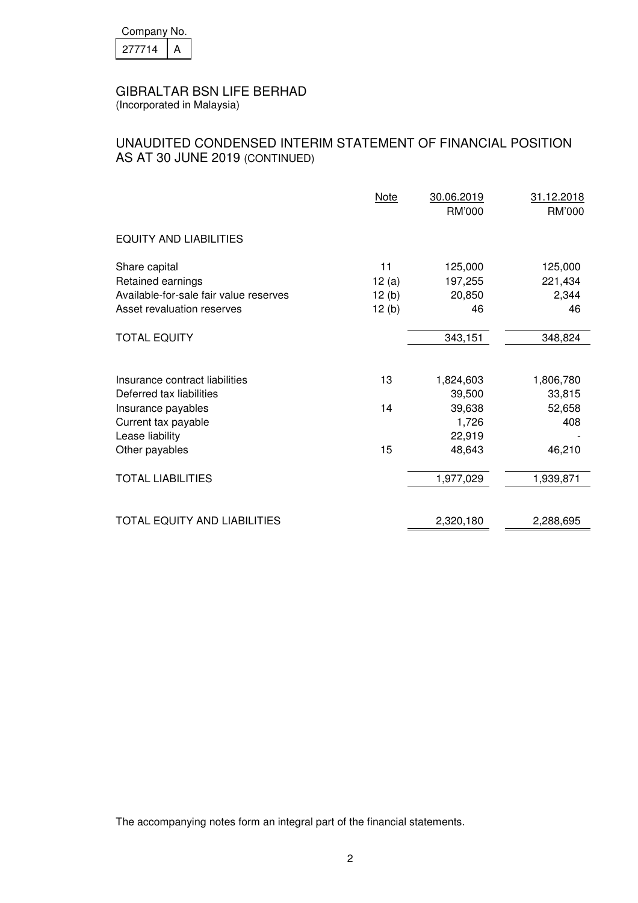Company No.

| 277714 | A |
|---|---|

# GIBRALTAR BSN LIFE BERHAD

(Incorporated in Malaysia)

## UNAUDITED CONDENSED INTERIM STATEMENT OF FINANCIAL POSITION AS AT 30 JUNE 2019 (CONTINUED)

| | Note | 30.06.2019 RM'000 | 31.12.2018 RM'000 |
|---|---|---|---|
| EQUITY AND LIABILITIES | | | |
| Share capital | 11 | 125,000 | 125,000 |
| Retained earnings | 12 (a) | 197,255 | 221,434 |
| Available-for-sale fair value reserves | 12 (b) | 20,850 | 2,344 |
| Asset revaluation reserves | 12 (b) | 46 | 46 |
| TOTAL EQUITY | | 343,151 | 348,824 |
| Insurance contract liabilities | 13 | 1,824,603 | 1,806,780 |
| Deferred tax liabilities | | 39,500 | 33,815 |
| Insurance payables | 14 | 39,638 | 52,658 |
| Current tax payable | | 1,726 | 408 |
| Lease liability | | 22,919 | - |
| Other payables | 15 | 48,643 | 46,210 |
| TOTAL LIABILITIES | | 1,977,029 | 1,939,871 |
| TOTAL EQUITY AND LIABILITIES | | 2,320,180 | 2,288,695 |

The accompanying notes form an integral part of the financial statements.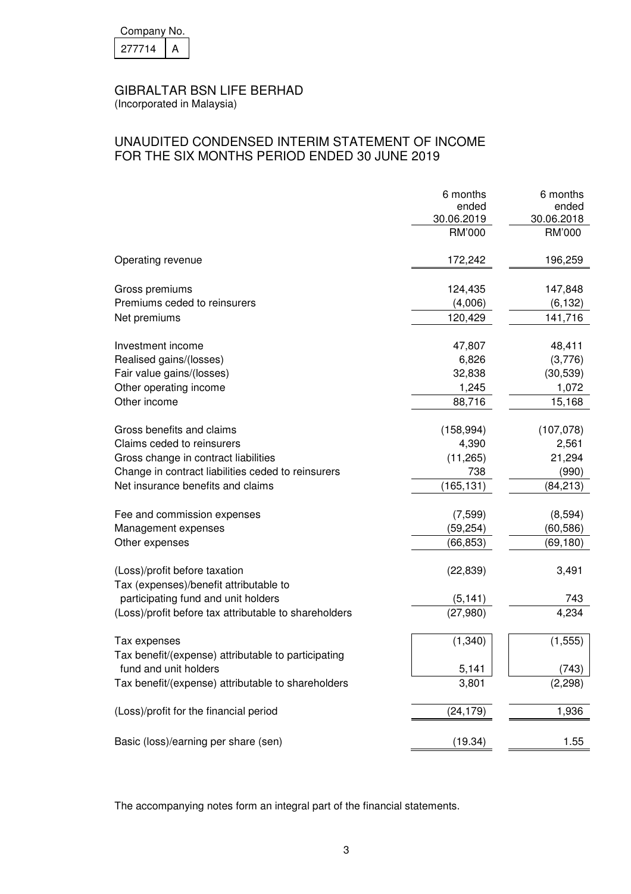Company No.

| 277714 | A |
|---|---|

# GIBRALTAR BSN LIFE BERHAD

(Incorporated in Malaysia)

## UNAUDITED CONDENSED INTERIM STATEMENT OF INCOME FOR THE SIX MONTHS PERIOD ENDED 30 JUNE 2019

| | 6 months ended 30.06.2019 RM'000 | 6 months ended 30.06.2018 RM'000 |
|---|---|---|
| Operating revenue | 172,242 | 196,259 |
| Gross premiums | 124,435 | 147,848 |
| Premiums ceded to reinsurers | (4,006) | (6,132) |
| Net premiums | 120,429 | 141,716 |
| Investment income | 47,807 | 48,411 |
| Realised gains/(losses) | 6,826 | (3,776) |
| Fair value gains/(losses) | 32,838 | (30,539) |
| Other operating income | 1,245 | 1,072 |
| Other income | 88,716 | 15,168 |
| Gross benefits and claims | (158,994) | (107,078) |
| Claims ceded to reinsurers | 4,390 | 2,561 |
| Gross change in contract liabilities | (11,265) | 21,294 |
| Change in contract liabilities ceded to reinsurers | 738 | (990) |
| Net insurance benefits and claims | (165,131) | (84,213) |
| Fee and commission expenses | (7,599) | (8,594) |
| Management expenses | (59,254) | (60,586) |
| Other expenses | (66,853) | (69,180) |
| (Loss)/profit before taxation | (22,839) | 3,491 |
| Tax (expenses)/benefit attributable to participating fund and unit holders | (5,141) | 743 |
| (Loss)/profit before tax attributable to shareholders | (27,980) | 4,234 |
| Tax expenses | (1,340) | (1,555) |
| Tax benefit/(expense) attributable to participating fund and unit holders | 5,141 | (743) |
| Tax benefit/(expense) attributable to shareholders | 3,801 | (2,298) |
| (Loss)/profit for the financial period | (24,179) | 1,936 |
| Basic (loss)/earning per share (sen) | (19.34) | 1.55 |

The accompanying notes form an integral part of the financial statements.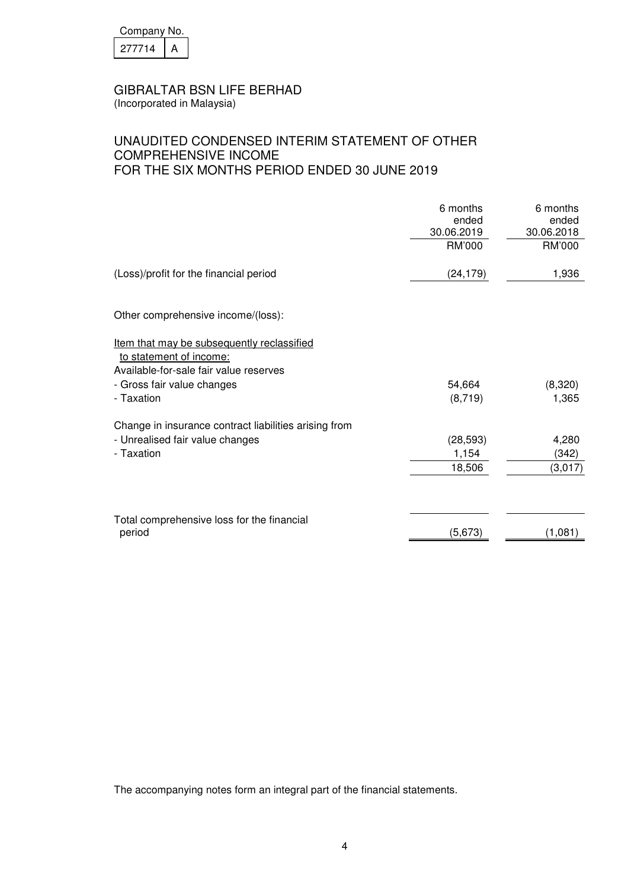Company No.

| 277714 | A |
|---|---|

# GIBRALTAR BSN LIFE BERHAD

(Incorporated in Malaysia)

## UNAUDITED CONDENSED INTERIM STATEMENT OF OTHER COMPREHENSIVE INCOME FOR THE SIX MONTHS PERIOD ENDED 30 JUNE 2019

| | 6 months ended 30.06.2019 | 6 months ended 30.06.2018 |
|---|---|---|
| | RM'000 | RM'000 |
| (Loss)/profit for the financial period | (24,179) | 1,936 |
| | | |
| Other comprehensive income/(loss): | | |
| | | |
| Item that may be subsequently reclassified to statement of income: | | |
| Available-for-sale fair value reserves | | |
| - Gross fair value changes | 54,664 | (8,320) |
| - Taxation | (8,719) | 1,365 |
| | | |
| Change in insurance contract liabilities arising from | | |
| - Unrealised fair value changes | (28,593) | 4,280 |
| - Taxation | 1,154 | (342) |
| | 18,506 | (3,017) |
| | | |
| Total comprehensive loss for the financial period | (5,673) | (1,081) |

The accompanying notes form an integral part of the financial statements.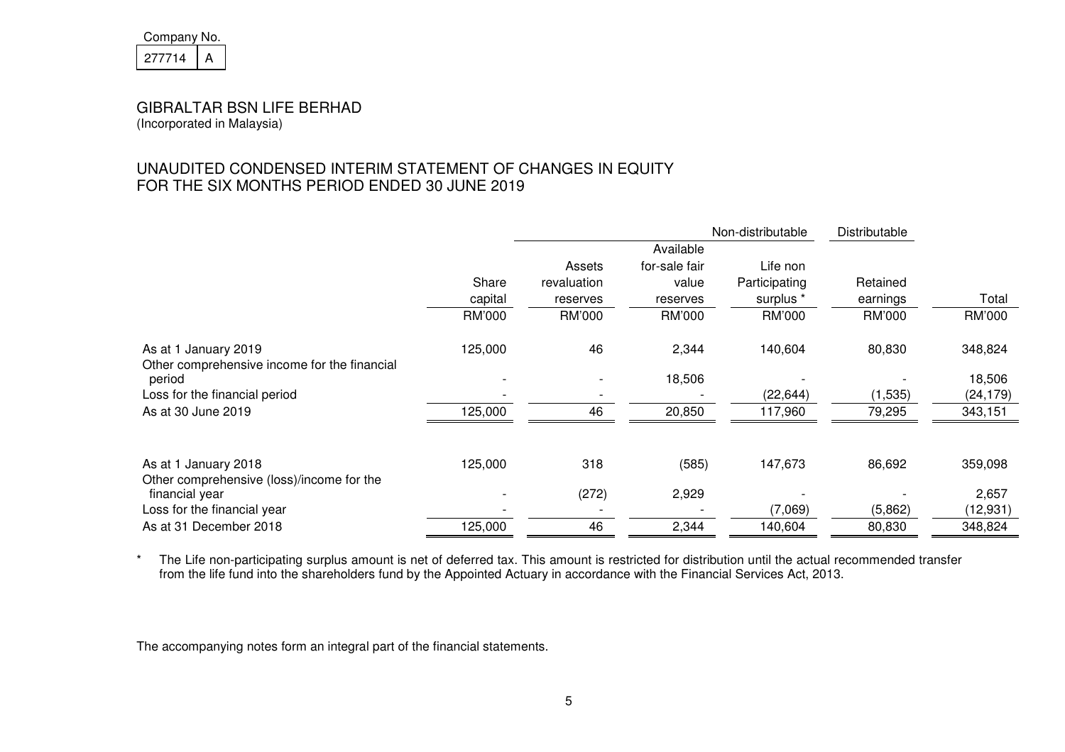Company No.

| 277714 | A |
|---|---|

GIBRALTAR BSN LIFE BERHAD
(Incorporated in Malaysia)

## UNAUDITED CONDENSED INTERIM STATEMENT OF CHANGES IN EQUITY FOR THE SIX MONTHS PERIOD ENDED 30 JUNE 2019

| | | | | Non-distributable | Distributable | |
|---|---|---|---|---|---|---|
| | Share capital | Assets revaluation reserves | Available for-sale fair value reserves | Life non Participating surplus * | Retained earnings | Total |
| | RM'000 | RM'000 | RM'000 | RM'000 | RM'000 | RM'000 |
| As at 1 January 2019 | 125,000 | 46 | 2,344 | 140,604 | 80,830 | 348,824 |
| Other comprehensive income for the financial period | - | - | 18,506 | - | - | 18,506 |
| Loss for the financial period | - | - | - | (22,644) | (1,535) | (24,179) |
| As at 30 June 2019 | 125,000 | 46 | 20,850 | 117,960 | 79,295 | 343,151 |
| | | | | | | |
| As at 1 January 2018 | 125,000 | 318 | (585) | 147,673 | 86,692 | 359,098 |
| Other comprehensive (loss)/income for the financial year | - | (272) | 2,929 | - | - | 2,657 |
| Loss for the financial year | - | - | - | (7,069) | (5,862) | (12,931) |
| As at 31 December 2018 | 125,000 | 46 | 2,344 | 140,604 | 80,830 | 348,824 |

\* The Life non-participating surplus amount is net of deferred tax. This amount is restricted for distribution until the actual recommended transfer from the life fund into the shareholders fund by the Appointed Actuary in accordance with the Financial Services Act, 2013.

The accompanying notes form an integral part of the financial statements.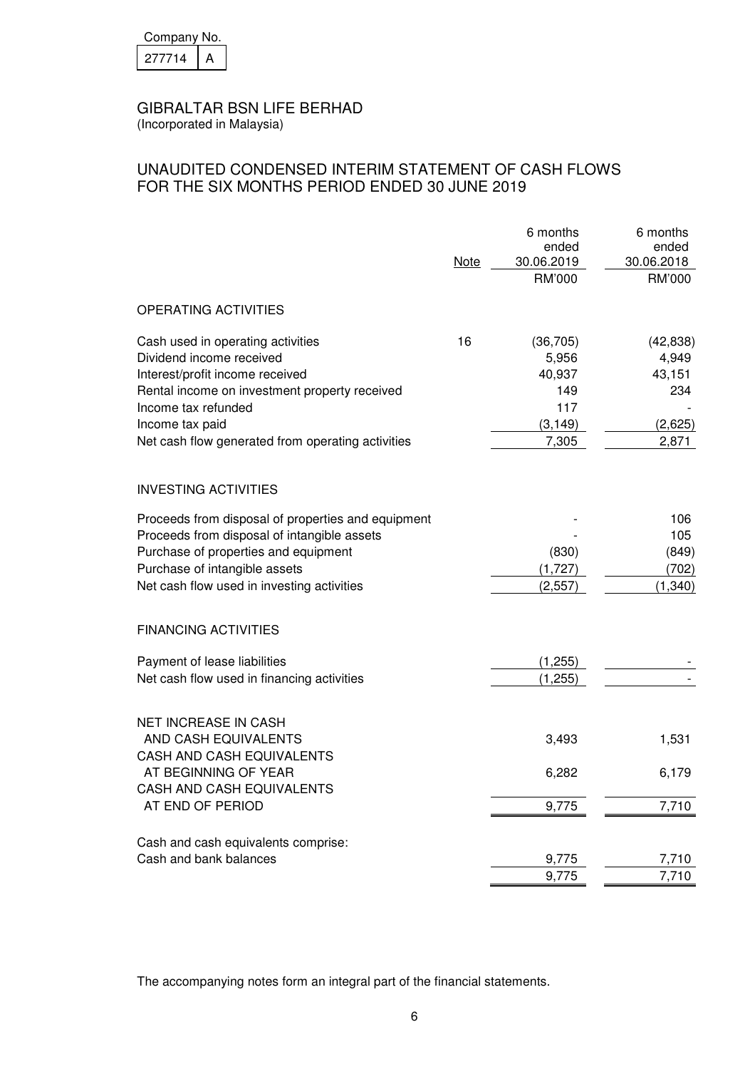Company No.

| 277714 | A |
|---|---|

# GIBRALTAR BSN LIFE BERHAD

(Incorporated in Malaysia)

## UNAUDITED CONDENSED INTERIM STATEMENT OF CASH FLOWS FOR THE SIX MONTHS PERIOD ENDED 30 JUNE 2019

| | Note | 6 months ended 30.06.2019 | 6 months ended 30.06.2018 |
|---|---|---|---|
| | | RM'000 | RM'000 |
| **OPERATING ACTIVITIES** | | | |
| Cash used in operating activities | 16 | (36,705) | (42,838) |
| Dividend income received | | 5,956 | 4,949 |
| Interest/profit income received | | 40,937 | 43,151 |
| Rental income on investment property received | | 149 | 234 |
| Income tax refunded | | 117 | - |
| Income tax paid | | (3,149) | (2,625) |
| Net cash flow generated from operating activities | | 7,305 | 2,871 |
| **INVESTING ACTIVITIES** | | | |
| Proceeds from disposal of properties and equipment | | - | 106 |
| Proceeds from disposal of intangible assets | | - | 105 |
| Purchase of properties and equipment | | (830) | (849) |
| Purchase of intangible assets | | (1,727) | (702) |
| Net cash flow used in investing activities | | (2,557) | (1,340) |
| **FINANCING ACTIVITIES** | | | |
| Payment of lease liabilities | | (1,255) | - |
| Net cash flow used in financing activities | | (1,255) | - |
| NET INCREASE IN CASH AND CASH EQUIVALENTS | | 3,493 | 1,531 |
| CASH AND CASH EQUIVALENTS AT BEGINNING OF YEAR | | 6,282 | 6,179 |
| CASH AND CASH EQUIVALENTS AT END OF PERIOD | | 9,775 | 7,710 |
| Cash and cash equivalents comprise: | | | |
| Cash and bank balances | | 9,775 | 7,710 |
| | | 9,775 | 7,710 |

The accompanying notes form an integral part of the financial statements.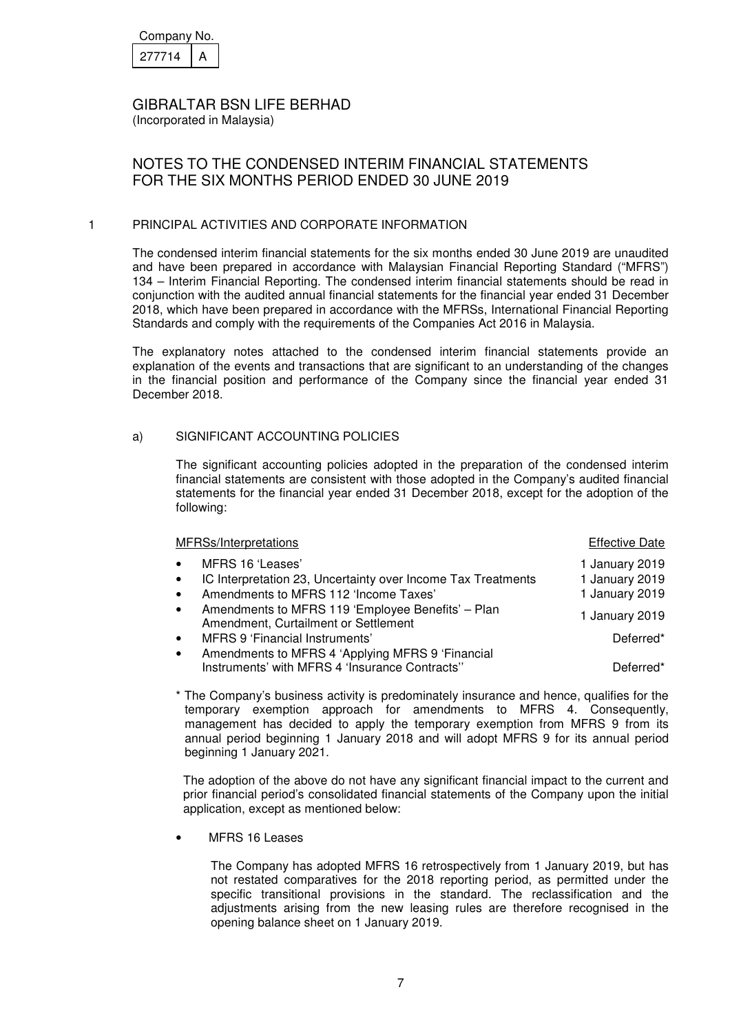Company No.

| 277714 | A |
|---|---|

GIBRALTAR BSN LIFE BERHAD
(Incorporated in Malaysia)

# NOTES TO THE CONDENSED INTERIM FINANCIAL STATEMENTS FOR THE SIX MONTHS PERIOD ENDED 30 JUNE 2019

## 1 PRINCIPAL ACTIVITIES AND CORPORATE INFORMATION

The condensed interim financial statements for the six months ended 30 June 2019 are unaudited and have been prepared in accordance with Malaysian Financial Reporting Standard ("MFRS") 134 – Interim Financial Reporting. The condensed interim financial statements should be read in conjunction with the audited annual financial statements for the financial year ended 31 December 2018, which have been prepared in accordance with the MFRSs, International Financial Reporting Standards and comply with the requirements of the Companies Act 2016 in Malaysia.

The explanatory notes attached to the condensed interim financial statements provide an explanation of the events and transactions that are significant to an understanding of the changes in the financial position and performance of the Company since the financial year ended 31 December 2018.

### a) SIGNIFICANT ACCOUNTING POLICIES

The significant accounting policies adopted in the preparation of the condensed interim financial statements are consistent with those adopted in the Company's audited financial statements for the financial year ended 31 December 2018, except for the adoption of the following:

| MFRSs/Interpretations | Effective Date |
|---|---|
| • MFRS 16 'Leases' | 1 January 2019 |
| • IC Interpretation 23, Uncertainty over Income Tax Treatments | 1 January 2019 |
| • Amendments to MFRS 112 'Income Taxes' | 1 January 2019 |
| • Amendments to MFRS 119 'Employee Benefits' – Plan Amendment, Curtailment or Settlement | 1 January 2019 |
| • MFRS 9 'Financial Instruments' | Deferred* |
| • Amendments to MFRS 4 'Applying MFRS 9 'Financial Instruments' with MFRS 4 'Insurance Contracts'' | Deferred* |

\* The Company's business activity is predominately insurance and hence, qualifies for the temporary exemption approach for amendments to MFRS 4. Consequently, management has decided to apply the temporary exemption from MFRS 9 from its annual period beginning 1 January 2018 and will adopt MFRS 9 for its annual period beginning 1 January 2021.

The adoption of the above do not have any significant financial impact to the current and prior financial period's consolidated financial statements of the Company upon the initial application, except as mentioned below:

- MFRS 16 Leases

  The Company has adopted MFRS 16 retrospectively from 1 January 2019, but has not restated comparatives for the 2018 reporting period, as permitted under the specific transitional provisions in the standard. The reclassification and the adjustments arising from the new leasing rules are therefore recognised in the opening balance sheet on 1 January 2019.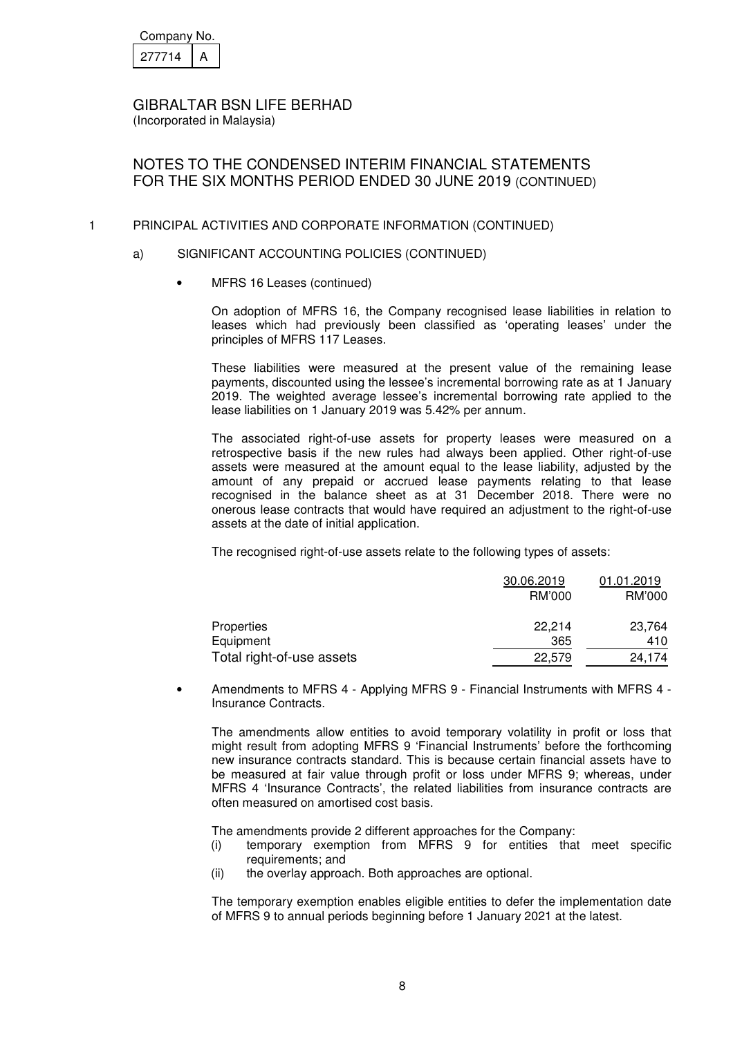Company No.

| 277714 | A |
|---|---|

GIBRALTAR BSN LIFE BERHAD
(Incorporated in Malaysia)

# NOTES TO THE CONDENSED INTERIM FINANCIAL STATEMENTS FOR THE SIX MONTHS PERIOD ENDED 30 JUNE 2019 (CONTINUED)

## 1 PRINCIPAL ACTIVITIES AND CORPORATE INFORMATION (CONTINUED)

### a) SIGNIFICANT ACCOUNTING POLICIES (CONTINUED)

- MFRS 16 Leases (continued)

  On adoption of MFRS 16, the Company recognised lease liabilities in relation to leases which had previously been classified as 'operating leases' under the principles of MFRS 117 Leases.

  These liabilities were measured at the present value of the remaining lease payments, discounted using the lessee's incremental borrowing rate as at 1 January 2019. The weighted average lessee's incremental borrowing rate applied to the lease liabilities on 1 January 2019 was 5.42% per annum.

  The associated right-of-use assets for property leases were measured on a retrospective basis if the new rules had always been applied. Other right-of-use assets were measured at the amount equal to the lease liability, adjusted by the amount of any prepaid or accrued lease payments relating to that lease recognised in the balance sheet as at 31 December 2018. There were no onerous lease contracts that would have required an adjustment to the right-of-use assets at the date of initial application.

  The recognised right-of-use assets relate to the following types of assets:

| | 30.06.2019 RM'000 | 01.01.2019 RM'000 |
|---|---|---|
| Properties | 22,214 | 23,764 |
| Equipment | 365 | 410 |
| Total right-of-use assets | 22,579 | 24,174 |

- Amendments to MFRS 4 - Applying MFRS 9 - Financial Instruments with MFRS 4 - Insurance Contracts.

  The amendments allow entities to avoid temporary volatility in profit or loss that might result from adopting MFRS 9 'Financial Instruments' before the forthcoming new insurance contracts standard. This is because certain financial assets have to be measured at fair value through profit or loss under MFRS 9; whereas, under MFRS 4 'Insurance Contracts', the related liabilities from insurance contracts are often measured on amortised cost basis.

  The amendments provide 2 different approaches for the Company:
  (i) temporary exemption from MFRS 9 for entities that meet specific requirements; and
  (ii) the overlay approach. Both approaches are optional.

  The temporary exemption enables eligible entities to defer the implementation date of MFRS 9 to annual periods beginning before 1 January 2021 at the latest.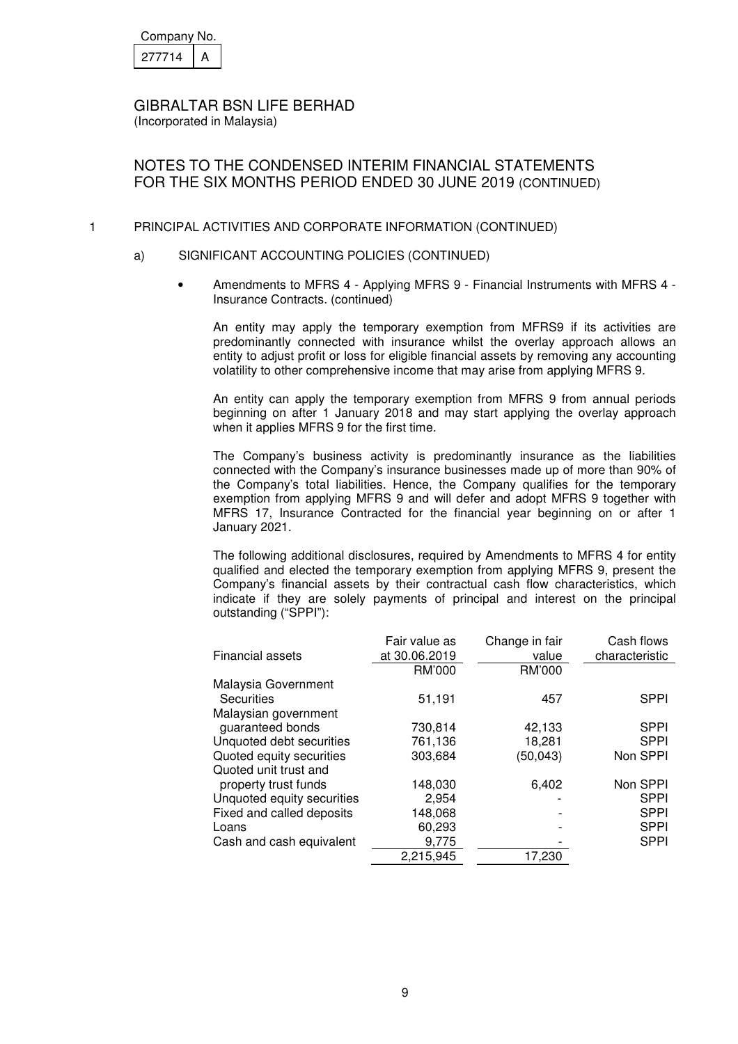Company No.

| 277714 | A |
|---|---|

GIBRALTAR BSN LIFE BERHAD
(Incorporated in Malaysia)

NOTES TO THE CONDENSED INTERIM FINANCIAL STATEMENTS
FOR THE SIX MONTHS PERIOD ENDED 30 JUNE 2019 (CONTINUED)

1 PRINCIPAL ACTIVITIES AND CORPORATE INFORMATION (CONTINUED)

a) SIGNIFICANT ACCOUNTING POLICIES (CONTINUED)

- Amendments to MFRS 4 - Applying MFRS 9 - Financial Instruments with MFRS 4 - Insurance Contracts. (continued)

  An entity may apply the temporary exemption from MFRS9 if its activities are predominantly connected with insurance whilst the overlay approach allows an entity to adjust profit or loss for eligible financial assets by removing any accounting volatility to other comprehensive income that may arise from applying MFRS 9.

  An entity can apply the temporary exemption from MFRS 9 from annual periods beginning on after 1 January 2018 and may start applying the overlay approach when it applies MFRS 9 for the first time.

  The Company's business activity is predominantly insurance as the liabilities connected with the Company's insurance businesses made up of more than 90% of the Company's total liabilities. Hence, the Company qualifies for the temporary exemption from applying MFRS 9 and will defer and adopt MFRS 9 together with MFRS 17, Insurance Contracted for the financial year beginning on or after 1 January 2021.

  The following additional disclosures, required by Amendments to MFRS 4 for entity qualified and elected the temporary exemption from applying MFRS 9, present the Company's financial assets by their contractual cash flow characteristics, which indicate if they are solely payments of principal and interest on the principal outstanding ("SPPI"):

| Financial assets | Fair value as at 30.06.2019 | Change in fair value | Cash flows characteristic |
|---|---|---|---|
| | RM'000 | RM'000 | |
| Malaysia Government Securities | 51,191 | 457 | SPPI |
| Malaysian government guaranteed bonds | 730,814 | 42,133 | SPPI |
| Unquoted debt securities | 761,136 | 18,281 | SPPI |
| Quoted equity securities | 303,684 | (50,043) | Non SPPI |
| Quoted unit trust and property trust funds | 148,030 | 6,402 | Non SPPI |
| Unquoted equity securities | 2,954 | - | SPPI |
| Fixed and called deposits | 148,068 | - | SPPI |
| Loans | 60,293 | - | SPPI |
| Cash and cash equivalent | 9,775 | - | SPPI |
| | 2,215,945 | 17,230 | |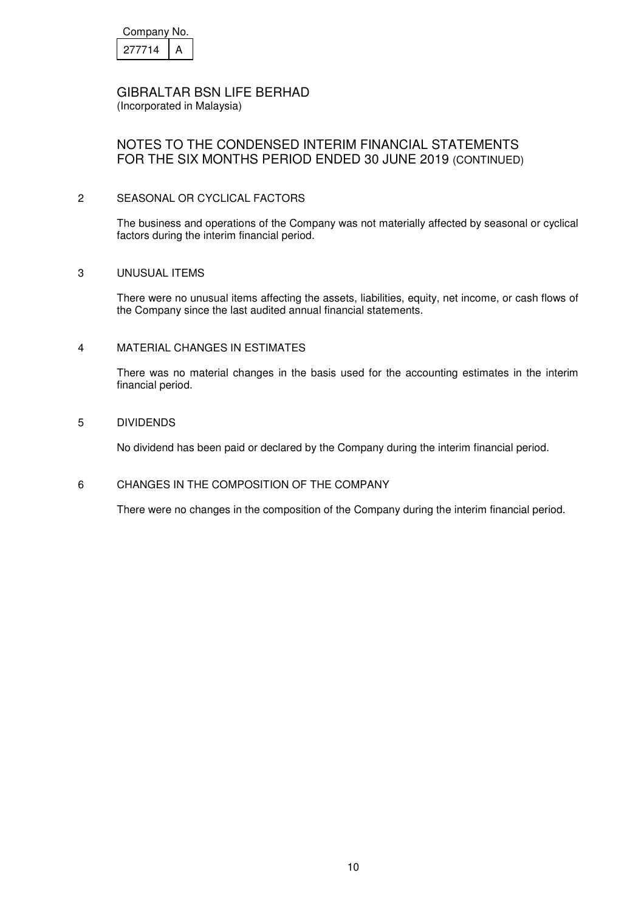Company No.

| 277714 | A |
|---|---|

GIBRALTAR BSN LIFE BERHAD
(Incorporated in Malaysia)

# NOTES TO THE CONDENSED INTERIM FINANCIAL STATEMENTS FOR THE SIX MONTHS PERIOD ENDED 30 JUNE 2019 (CONTINUED)

## 2 SEASONAL OR CYCLICAL FACTORS

The business and operations of the Company was not materially affected by seasonal or cyclical factors during the interim financial period.

## 3 UNUSUAL ITEMS

There were no unusual items affecting the assets, liabilities, equity, net income, or cash flows of the Company since the last audited annual financial statements.

## 4 MATERIAL CHANGES IN ESTIMATES

There was no material changes in the basis used for the accounting estimates in the interim financial period.

## 5 DIVIDENDS

No dividend has been paid or declared by the Company during the interim financial period.

## 6 CHANGES IN THE COMPOSITION OF THE COMPANY

There were no changes in the composition of the Company during the interim financial period.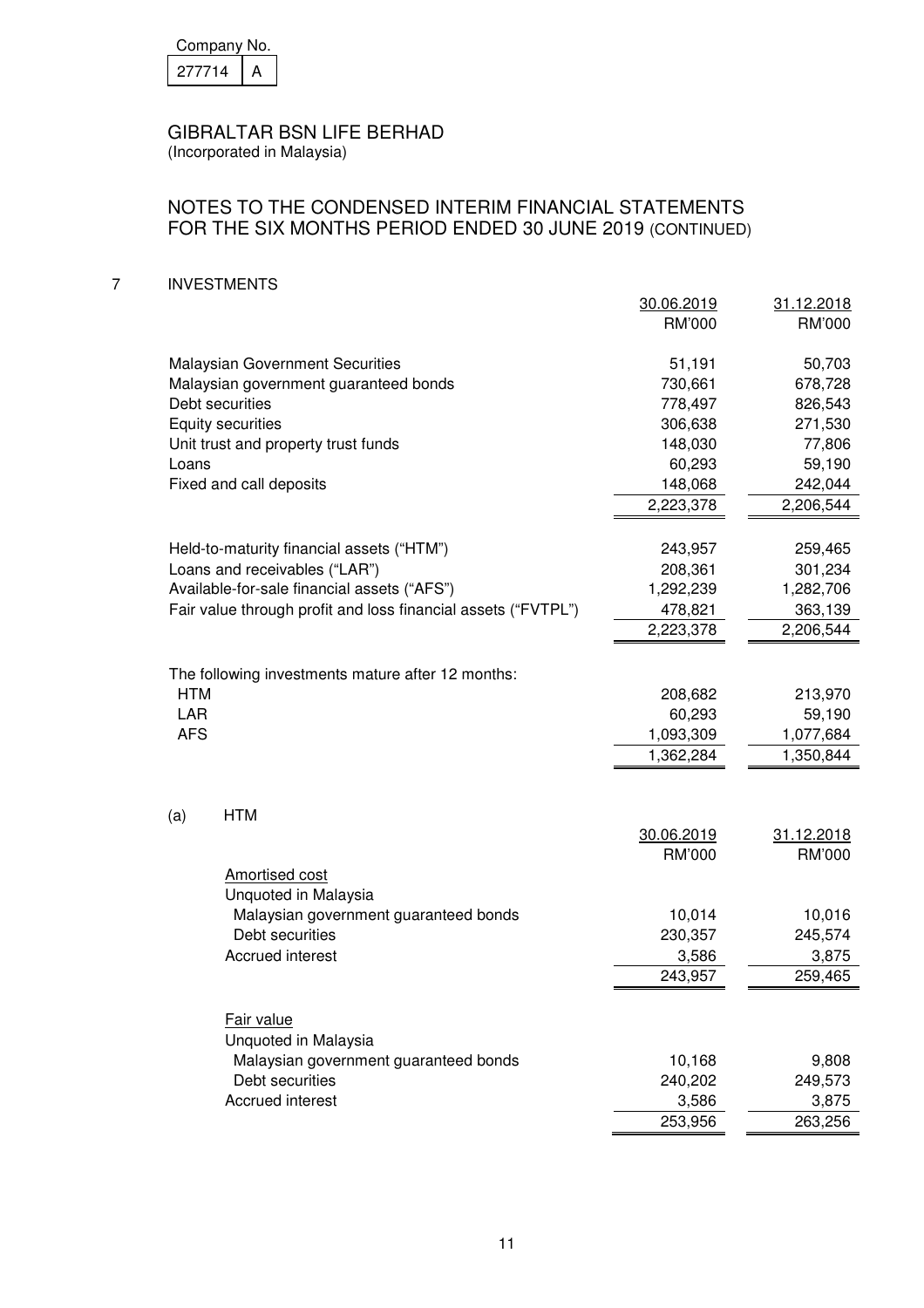Company No.

| 277714 | A |
|---|---|

GIBRALTAR BSN LIFE BERHAD
(Incorporated in Malaysia)

NOTES TO THE CONDENSED INTERIM FINANCIAL STATEMENTS
FOR THE SIX MONTHS PERIOD ENDED 30 JUNE 2019 (CONTINUED)

## 7 INVESTMENTS

| | 30.06.2019 | 31.12.2018 |
|---|---|---|
| | RM'000 | RM'000 |
| Malaysian Government Securities | 51,191 | 50,703 |
| Malaysian government guaranteed bonds | 730,661 | 678,728 |
| Debt securities | 778,497 | 826,543 |
| Equity securities | 306,638 | 271,530 |
| Unit trust and property trust funds | 148,030 | 77,806 |
| Loans | 60,293 | 59,190 |
| Fixed and call deposits | 148,068 | 242,044 |
| | 2,223,378 | 2,206,544 |
| | | |
| Held-to-maturity financial assets ("HTM") | 243,957 | 259,465 |
| Loans and receivables ("LAR") | 208,361 | 301,234 |
| Available-for-sale financial assets ("AFS") | 1,292,239 | 1,282,706 |
| Fair value through profit and loss financial assets ("FVTPL") | 478,821 | 363,139 |
| | 2,223,378 | 2,206,544 |
| | | |
| The following investments mature after 12 months: | | |
| HTM | 208,682 | 213,970 |
| LAR | 60,293 | 59,190 |
| AFS | 1,093,309 | 1,077,684 |
| | 1,362,284 | 1,350,844 |

(a) HTM

| | 30.06.2019 | 31.12.2018 |
|---|---|---|
| | RM'000 | RM'000 |
| Amortised cost | | |
| Unquoted in Malaysia | | |
| Malaysian government guaranteed bonds | 10,014 | 10,016 |
| Debt securities | 230,357 | 245,574 |
| Accrued interest | 3,586 | 3,875 |
| | 243,957 | 259,465 |
| | | |
| Fair value | | |
| Unquoted in Malaysia | | |
| Malaysian government guaranteed bonds | 10,168 | 9,808 |
| Debt securities | 240,202 | 249,573 |
| Accrued interest | 3,586 | 3,875 |
| | 253,956 | 263,256 |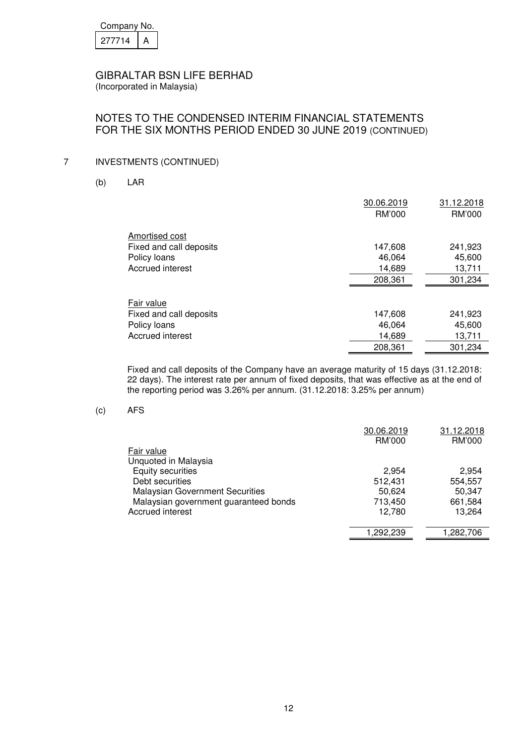Company No.

| 277714 | A |
|---|---|

GIBRALTAR BSN LIFE BERHAD
(Incorporated in Malaysia)

## NOTES TO THE CONDENSED INTERIM FINANCIAL STATEMENTS FOR THE SIX MONTHS PERIOD ENDED 30 JUNE 2019 (CONTINUED)

### 7 INVESTMENTS (CONTINUED)

#### (b) LAR

| | 30.06.2019 RM'000 | 31.12.2018 RM'000 |
|---|---|---|
| Amortised cost | | |
| Fixed and call deposits | 147,608 | 241,923 |
| Policy loans | 46,064 | 45,600 |
| Accrued interest | 14,689 | 13,711 |
| | 208,361 | 301,234 |
| Fair value | | |
| Fixed and call deposits | 147,608 | 241,923 |
| Policy loans | 46,064 | 45,600 |
| Accrued interest | 14,689 | 13,711 |
| | 208,361 | 301,234 |

Fixed and call deposits of the Company have an average maturity of 15 days (31.12.2018: 22 days). The interest rate per annum of fixed deposits, that was effective as at the end of the reporting period was 3.26% per annum. (31.12.2018: 3.25% per annum)

#### (c) AFS

| | 30.06.2019 RM'000 | 31.12.2018 RM'000 |
|---|---|---|
| Fair value | | |
| Unquoted in Malaysia | | |
| Equity securities | 2,954 | 2,954 |
| Debt securities | 512,431 | 554,557 |
| Malaysian Government Securities | 50,624 | 50,347 |
| Malaysian government guaranteed bonds | 713,450 | 661,584 |
| Accrued interest | 12,780 | 13,264 |
| | 1,292,239 | 1,282,706 |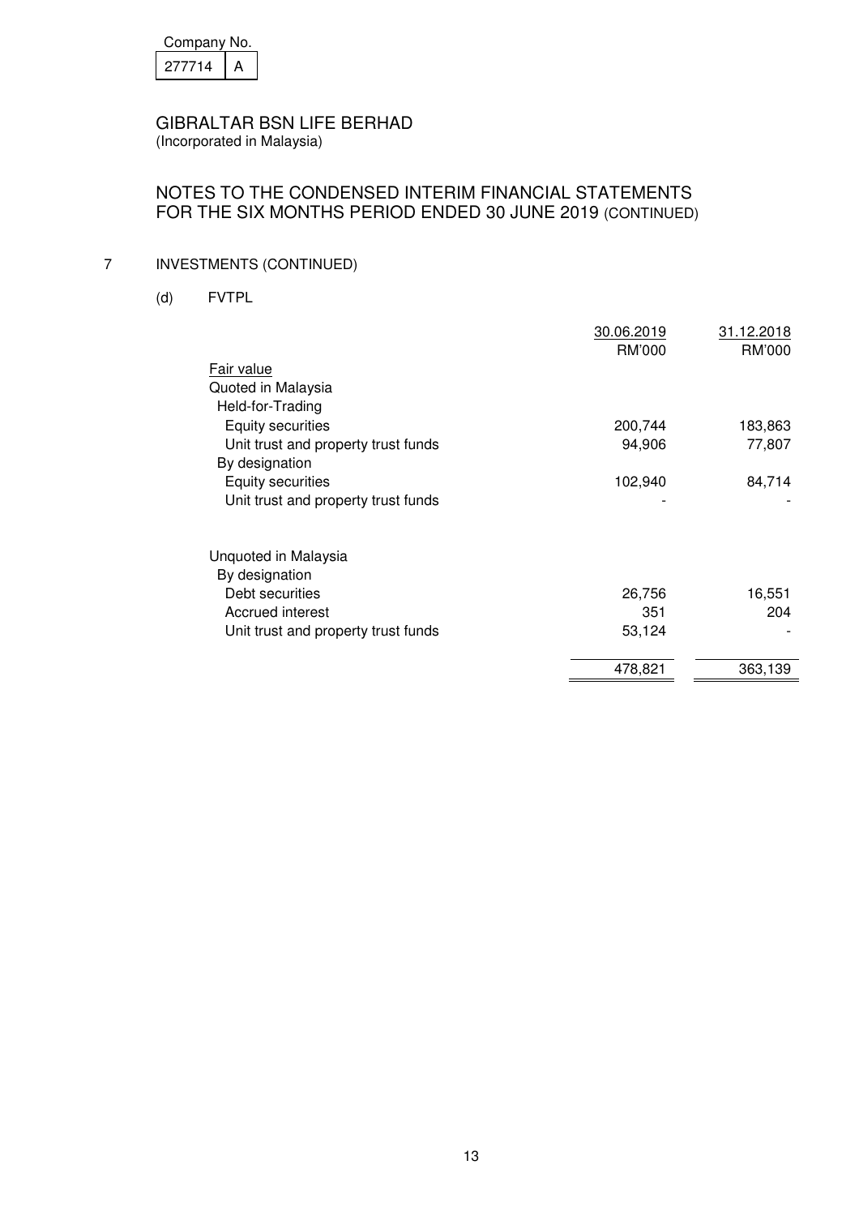Company No.

| 277714 | A |
|---|---|

GIBRALTAR BSN LIFE BERHAD
(Incorporated in Malaysia)

## NOTES TO THE CONDENSED INTERIM FINANCIAL STATEMENTS FOR THE SIX MONTHS PERIOD ENDED 30 JUNE 2019 (CONTINUED)

### 7 INVESTMENTS (CONTINUED)

#### (d) FVTPL

| | 30.06.2019 RM'000 | 31.12.2018 RM'000 |
|---|---|---|
| Fair value | | |
| Quoted in Malaysia | | |
| Held-for-Trading | | |
| Equity securities | 200,744 | 183,863 |
| Unit trust and property trust funds | 94,906 | 77,807 |
| By designation | | |
| Equity securities | 102,940 | 84,714 |
| Unit trust and property trust funds | - | - |
| | | |
| Unquoted in Malaysia | | |
| By designation | | |
| Debt securities | 26,756 | 16,551 |
| Accrued interest | 351 | 204 |
| Unit trust and property trust funds | 53,124 | - |
| | 478,821 | 363,139 |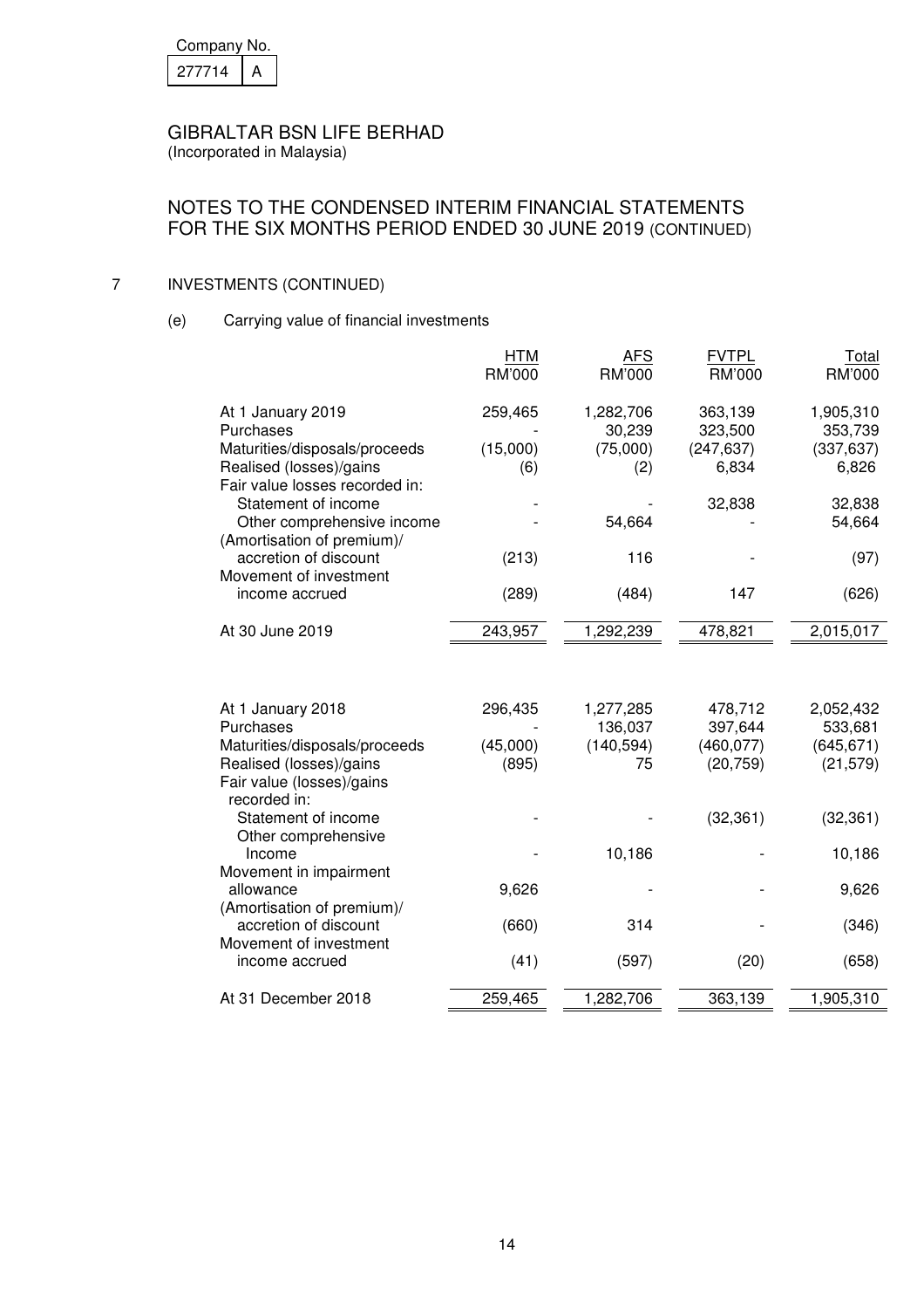Company No. 277714 A

GIBRALTAR BSN LIFE BERHAD
(Incorporated in Malaysia)

## NOTES TO THE CONDENSED INTERIM FINANCIAL STATEMENTS FOR THE SIX MONTHS PERIOD ENDED 30 JUNE 2019 (CONTINUED)

### 7 INVESTMENTS (CONTINUED)

#### (e) Carrying value of financial investments

| | HTM RM'000 | AFS RM'000 | FVTPL RM'000 | Total RM'000 |
|---|---|---|---|---|
| At 1 January 2019 | 259,465 | 1,282,706 | 363,139 | 1,905,310 |
| Purchases | - | 30,239 | 323,500 | 353,739 |
| Maturities/disposals/proceeds | (15,000) | (75,000) | (247,637) | (337,637) |
| Realised (losses)/gains | (6) | (2) | 6,834 | 6,826 |
| Fair value losses recorded in: | | | | |
| Statement of income | - | - | 32,838 | 32,838 |
| Other comprehensive income | - | 54,664 | - | 54,664 |
| (Amortisation of premium)/ accretion of discount | (213) | 116 | - | (97) |
| Movement of investment income accrued | (289) | (484) | 147 | (626) |
| At 30 June 2019 | 243,957 | 1,292,239 | 478,821 | 2,015,017 |
| | | | | |
| At 1 January 2018 | 296,435 | 1,277,285 | 478,712 | 2,052,432 |
| Purchases | - | 136,037 | 397,644 | 533,681 |
| Maturities/disposals/proceeds | (45,000) | (140,594) | (460,077) | (645,671) |
| Realised (losses)/gains | (895) | 75 | (20,759) | (21,579) |
| Fair value (losses)/gains recorded in: | | | | |
| Statement of income | - | - | (32,361) | (32,361) |
| Other comprehensive Income | - | 10,186 | - | 10,186 |
| Movement in impairment allowance | 9,626 | - | - | 9,626 |
| (Amortisation of premium)/ accretion of discount | (660) | 314 | - | (346) |
| Movement of investment income accrued | (41) | (597) | (20) | (658) |
| At 31 December 2018 | 259,465 | 1,282,706 | 363,139 | 1,905,310 |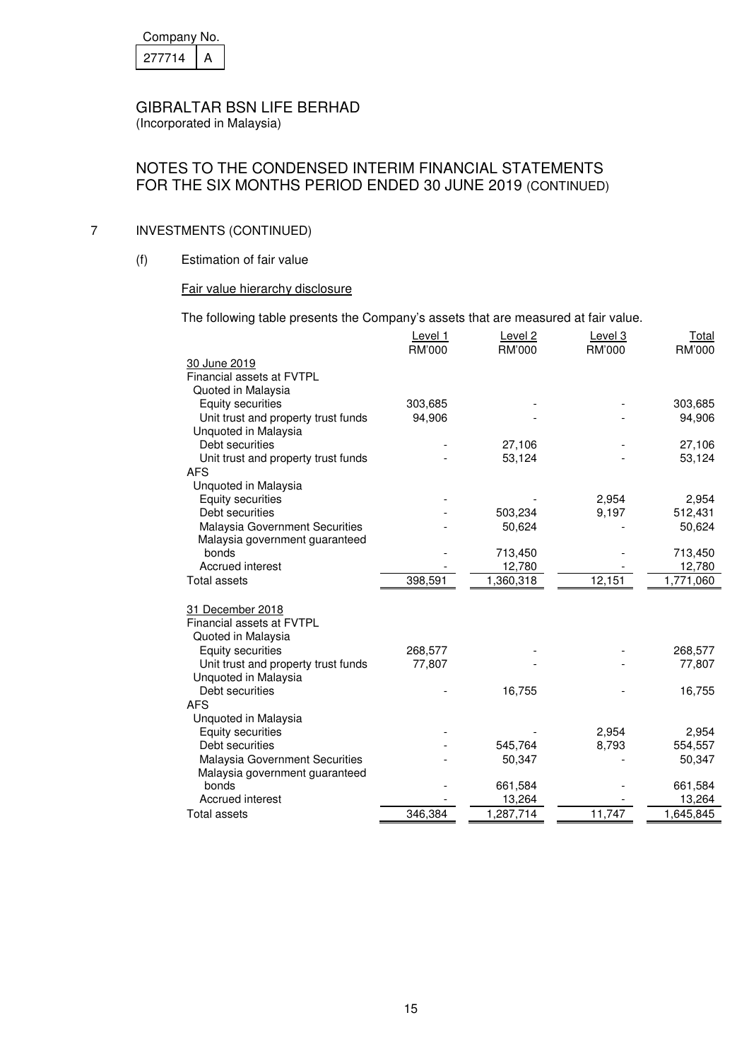Company No.

| 277714 | A |
|---|---|

GIBRALTAR BSN LIFE BERHAD
(Incorporated in Malaysia)

NOTES TO THE CONDENSED INTERIM FINANCIAL STATEMENTS
FOR THE SIX MONTHS PERIOD ENDED 30 JUNE 2019 (CONTINUED)

## 7 INVESTMENTS (CONTINUED)

### (f) Estimation of fair value

Fair value hierarchy disclosure

The following table presents the Company's assets that are measured at fair value.

| | Level 1 RM'000 | Level 2 RM'000 | Level 3 RM'000 | Total RM'000 |
|---|---|---|---|---|
| 30 June 2019 | | | | |
| Financial assets at FVTPL | | | | |
| Quoted in Malaysia | | | | |
| Equity securities | 303,685 | - | - | 303,685 |
| Unit trust and property trust funds | 94,906 | - | - | 94,906 |
| Unquoted in Malaysia | | | | |
| Debt securities | - | 27,106 | - | 27,106 |
| Unit trust and property trust funds | - | 53,124 | - | 53,124 |
| AFS | | | | |
| Unquoted in Malaysia | | | | |
| Equity securities | - | - | 2,954 | 2,954 |
| Debt securities | - | 503,234 | 9,197 | 512,431 |
| Malaysia Government Securities | - | 50,624 | - | 50,624 |
| Malaysia government guaranteed bonds | - | 713,450 | - | 713,450 |
| Accrued interest | - | 12,780 | - | 12,780 |
| Total assets | 398,591 | 1,360,318 | 12,151 | 1,771,060 |
| | | | | |
| 31 December 2018 | | | | |
| Financial assets at FVTPL | | | | |
| Quoted in Malaysia | | | | |
| Equity securities | 268,577 | - | - | 268,577 |
| Unit trust and property trust funds | 77,807 | - | - | 77,807 |
| Unquoted in Malaysia | | | | |
| Debt securities | - | 16,755 | - | 16,755 |
| AFS | | | | |
| Unquoted in Malaysia | | | | |
| Equity securities | - | - | 2,954 | 2,954 |
| Debt securities | - | 545,764 | 8,793 | 554,557 |
| Malaysia Government Securities | - | 50,347 | - | 50,347 |
| Malaysia government guaranteed bonds | - | 661,584 | - | 661,584 |
| Accrued interest | - | 13,264 | - | 13,264 |
| Total assets | 346,384 | 1,287,714 | 11,747 | 1,645,845 |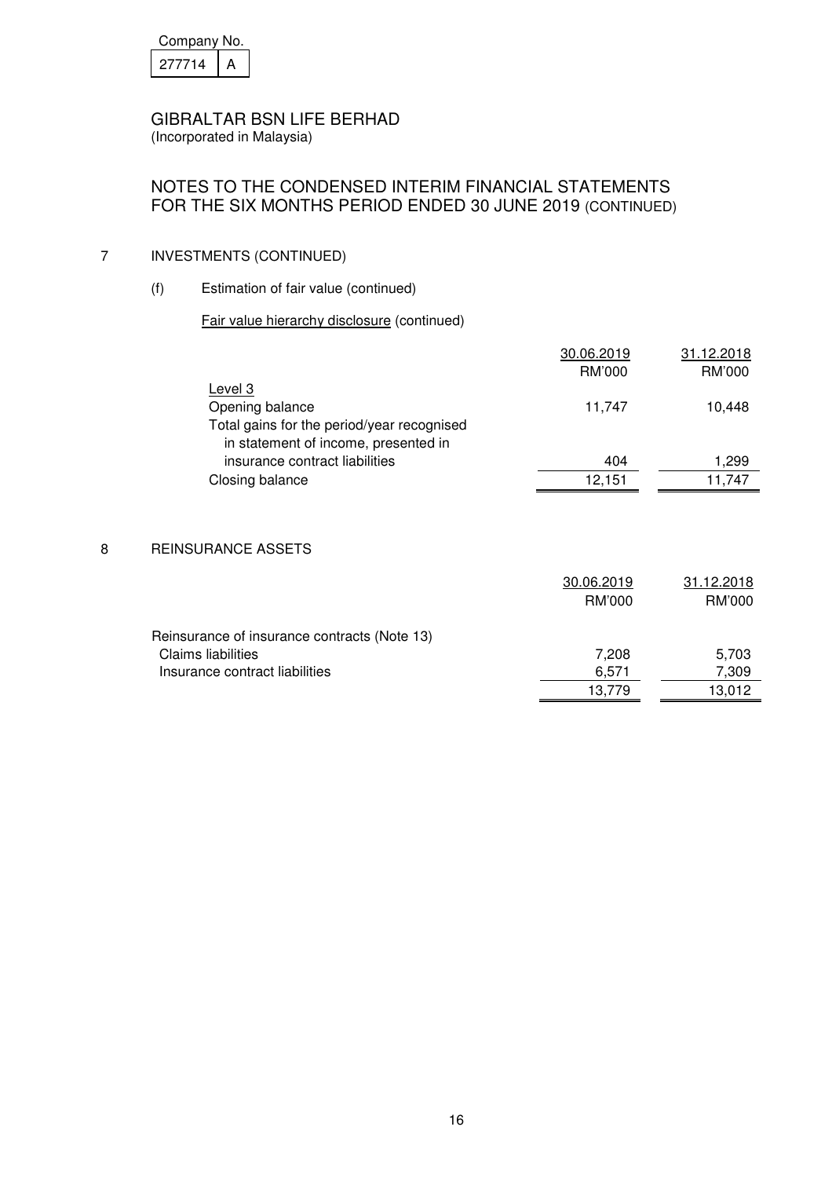Company No.

| 277714 | A |
|---|---|

# GIBRALTAR BSN LIFE BERHAD

(Incorporated in Malaysia)

## NOTES TO THE CONDENSED INTERIM FINANCIAL STATEMENTS FOR THE SIX MONTHS PERIOD ENDED 30 JUNE 2019 (CONTINUED)

### 7 INVESTMENTS (CONTINUED)

(f) Estimation of fair value (continued)

Fair value hierarchy disclosure (continued)

| | 30.06.2019 RM'000 | 31.12.2018 RM'000 |
|---|---|---|
| Level 3 | | |
| Opening balance | 11,747 | 10,448 |
| Total gains for the period/year recognised in statement of income, presented in insurance contract liabilities | 404 | 1,299 |
| Closing balance | 12,151 | 11,747 |

### 8 REINSURANCE ASSETS

| | 30.06.2019 RM'000 | 31.12.2018 RM'000 |
|---|---|---|
| Reinsurance of insurance contracts (Note 13) | | |
| Claims liabilities | 7,208 | 5,703 |
| Insurance contract liabilities | 6,571 | 7,309 |
| | 13,779 | 13,012 |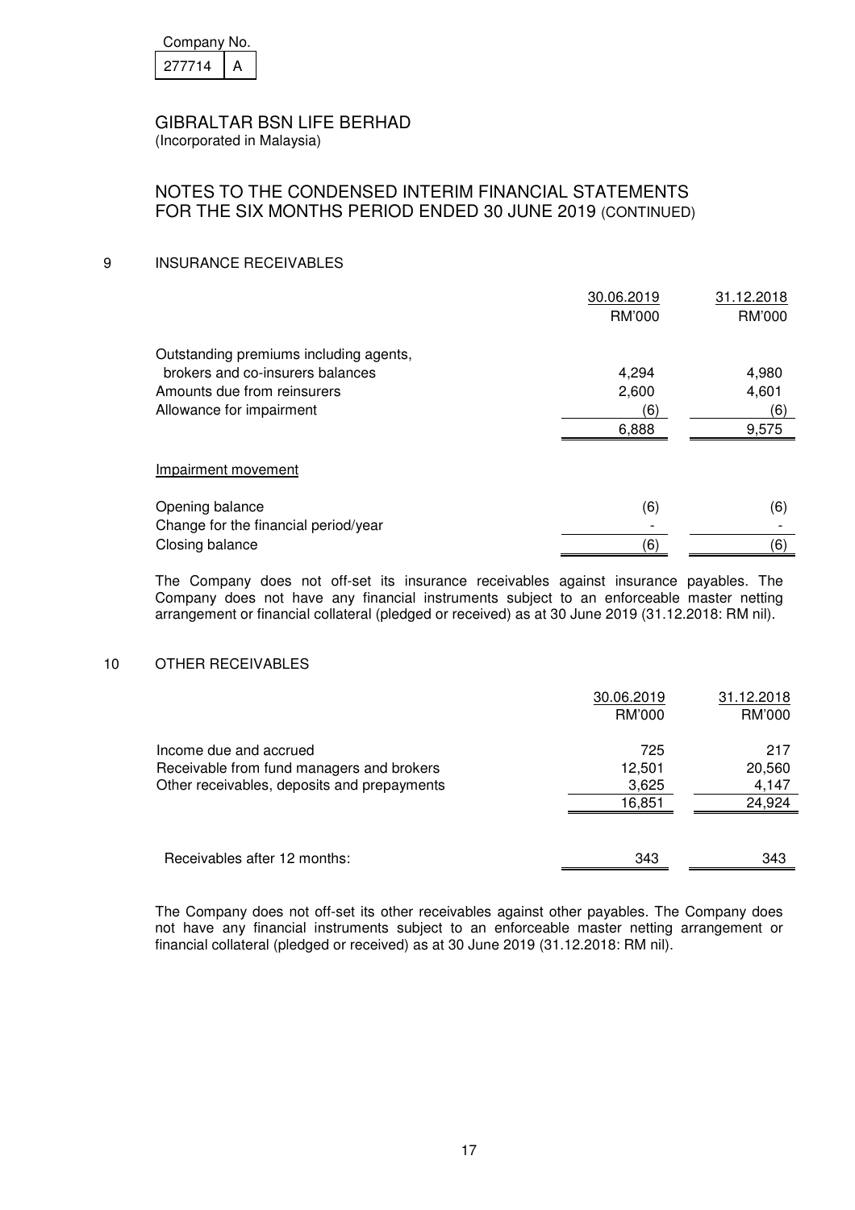Company No.

| 277714 | A |
|---|---|

GIBRALTAR BSN LIFE BERHAD
(Incorporated in Malaysia)

NOTES TO THE CONDENSED INTERIM FINANCIAL STATEMENTS
FOR THE SIX MONTHS PERIOD ENDED 30 JUNE 2019 (CONTINUED)

## 9 INSURANCE RECEIVABLES

| | 30.06.2019 RM'000 | 31.12.2018 RM'000 |
|---|---|---|
| Outstanding premiums including agents, brokers and co-insurers balances | 4,294 | 4,980 |
| Amounts due from reinsurers | 2,600 | 4,601 |
| Allowance for impairment | (6) | (6) |
| | 6,888 | 9,575 |
| Impairment movement | | |
| Opening balance | (6) | (6) |
| Change for the financial period/year | - | - |
| Closing balance | (6) | (6) |

The Company does not off-set its insurance receivables against insurance payables. The Company does not have any financial instruments subject to an enforceable master netting arrangement or financial collateral (pledged or received) as at 30 June 2019 (31.12.2018: RM nil).

## 10 OTHER RECEIVABLES

| | 30.06.2019 RM'000 | 31.12.2018 RM'000 |
|---|---|---|
| Income due and accrued | 725 | 217 |
| Receivable from fund managers and brokers | 12,501 | 20,560 |
| Other receivables, deposits and prepayments | 3,625 | 4,147 |
| | 16,851 | 24,924 |
| Receivables after 12 months: | 343 | 343 |

The Company does not off-set its other receivables against other payables. The Company does not have any financial instruments subject to an enforceable master netting arrangement or financial collateral (pledged or received) as at 30 June 2019 (31.12.2018: RM nil).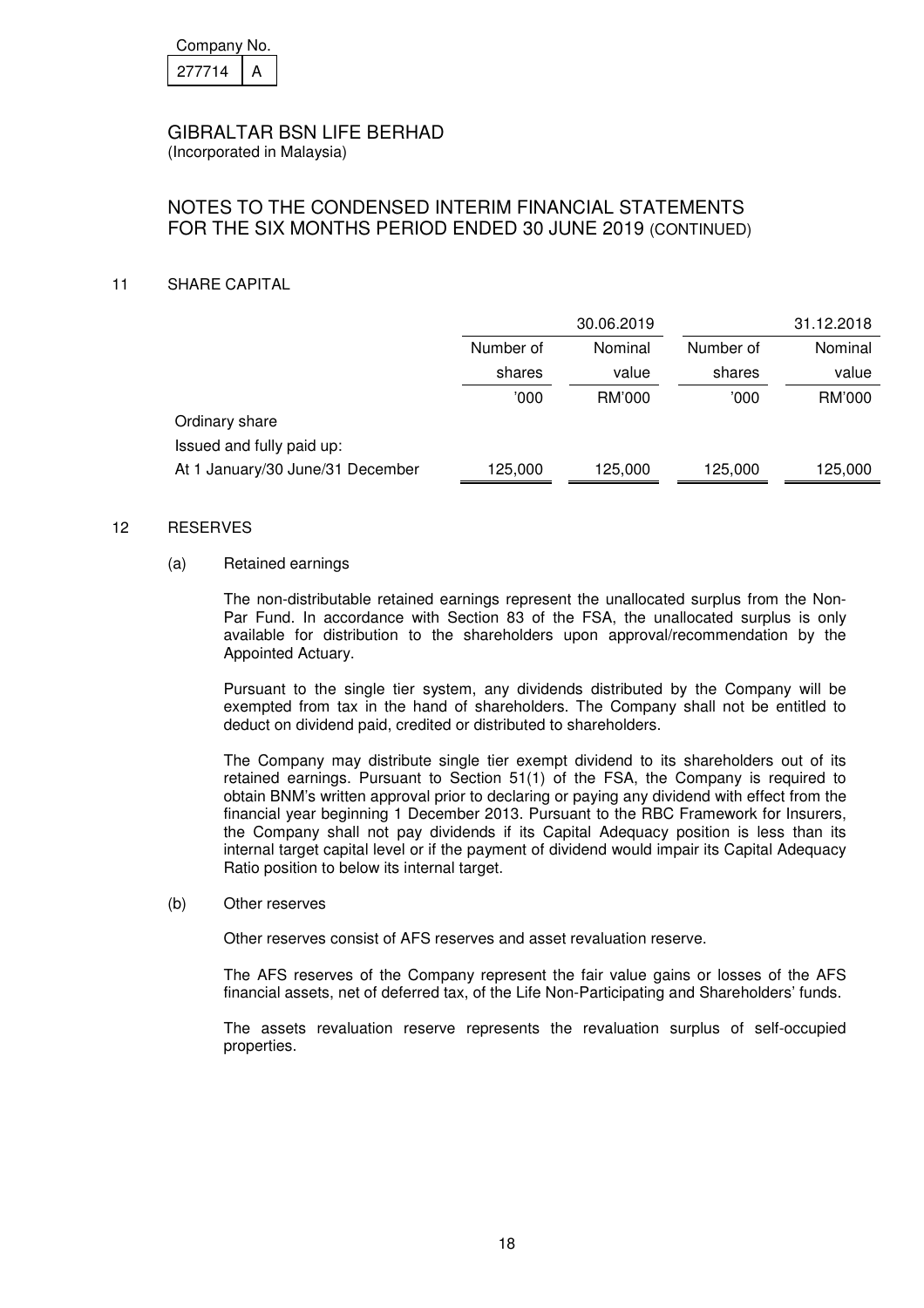Company No.

| 277714 | A |
|---|---|

GIBRALTAR BSN LIFE BERHAD
(Incorporated in Malaysia)

NOTES TO THE CONDENSED INTERIM FINANCIAL STATEMENTS FOR THE SIX MONTHS PERIOD ENDED 30 JUNE 2019 (CONTINUED)

## 11 SHARE CAPITAL

| | 30.06.2019 | | 31.12.2018 | |
|---|---|---|---|---|
| | Number of shares | Nominal value | Number of shares | Nominal value |
| | '000 | RM'000 | '000 | RM'000 |
| Ordinary share | | | | |
| Issued and fully paid up: | | | | |
| At 1 January/30 June/31 December | 125,000 | 125,000 | 125,000 | 125,000 |

## 12 RESERVES

### (a) Retained earnings

The non-distributable retained earnings represent the unallocated surplus from the Non-Par Fund. In accordance with Section 83 of the FSA, the unallocated surplus is only available for distribution to the shareholders upon approval/recommendation by the Appointed Actuary.

Pursuant to the single tier system, any dividends distributed by the Company will be exempted from tax in the hand of shareholders. The Company shall not be entitled to deduct on dividend paid, credited or distributed to shareholders.

The Company may distribute single tier exempt dividend to its shareholders out of its retained earnings. Pursuant to Section 51(1) of the FSA, the Company is required to obtain BNM's written approval prior to declaring or paying any dividend with effect from the financial year beginning 1 December 2013. Pursuant to the RBC Framework for Insurers, the Company shall not pay dividends if its Capital Adequacy position is less than its internal target capital level or if the payment of dividend would impair its Capital Adequacy Ratio position to below its internal target.

### (b) Other reserves

Other reserves consist of AFS reserves and asset revaluation reserve.

The AFS reserves of the Company represent the fair value gains or losses of the AFS financial assets, net of deferred tax, of the Life Non-Participating and Shareholders' funds.

The assets revaluation reserve represents the revaluation surplus of self-occupied properties.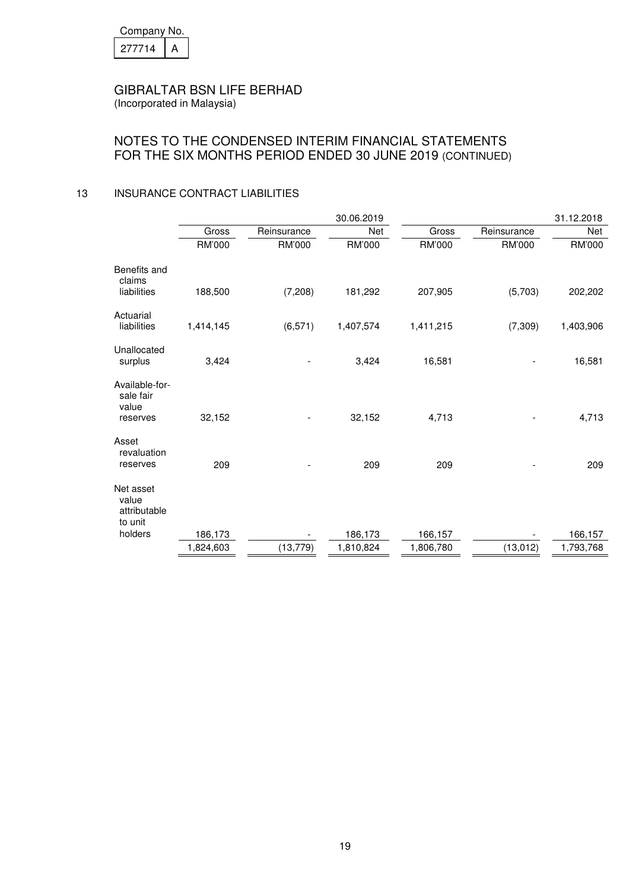Company No.

| 277714 | A |
|---|---|

# GIBRALTAR BSN LIFE BERHAD

(Incorporated in Malaysia)

## NOTES TO THE CONDENSED INTERIM FINANCIAL STATEMENTS FOR THE SIX MONTHS PERIOD ENDED 30 JUNE 2019 (CONTINUED)

### 13 INSURANCE CONTRACT LIABILITIES

| | | | 30.06.2019 | | | 31.12.2018 |
|---|---|---|---|---|---|---|
| | Gross | Reinsurance | Net | Gross | Reinsurance | Net |
| | RM'000 | RM'000 | RM'000 | RM'000 | RM'000 | RM'000 |
| Benefits and claims liabilities | 188,500 | (7,208) | 181,292 | 207,905 | (5,703) | 202,202 |
| Actuarial liabilities | 1,414,145 | (6,571) | 1,407,574 | 1,411,215 | (7,309) | 1,403,906 |
| Unallocated surplus | 3,424 | - | 3,424 | 16,581 | - | 16,581 |
| Available-for-sale fair value reserves | 32,152 | - | 32,152 | 4,713 | - | 4,713 |
| Asset revaluation reserves | 209 | - | 209 | 209 | - | 209 |
| Net asset value attributable to unit holders | 186,173 | - | 186,173 | 166,157 | - | 166,157 |
| | 1,824,603 | (13,779) | 1,810,824 | 1,806,780 | (13,012) | 1,793,768 |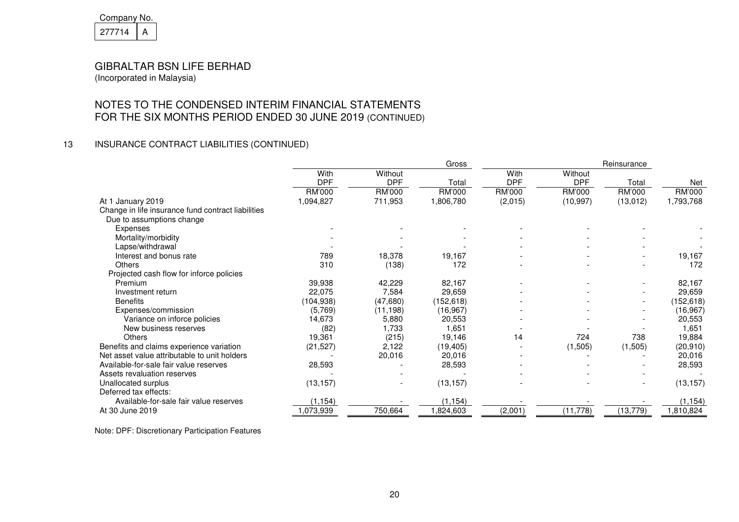Company No.

| 277714 | A |
|---|---|

# GIBRALTAR BSN LIFE BERHAD

(Incorporated in Malaysia)

## NOTES TO THE CONDENSED INTERIM FINANCIAL STATEMENTS FOR THE SIX MONTHS PERIOD ENDED 30 JUNE 2019 (CONTINUED)

### 13 INSURANCE CONTRACT LIABILITIES (CONTINUED)

| | Gross | | | Reinsurance | | | |
|---|---|---|---|---|---|---|---|
| | With DPF | Without DPF | Total | With DPF | Without DPF | Total | Net |
| | RM'000 | RM'000 | RM'000 | RM'000 | RM'000 | RM'000 | RM'000 |
| At 1 January 2019 | 1,094,827 | 711,953 | 1,806,780 | (2,015) | (10,997) | (13,012) | 1,793,768 |
| Change in life insurance fund contract liabilities | | | | | | | |
| Due to assumptions change | | | | | | | |
| Expenses | - | - | - | - | - | - | - |
| Mortality/morbidity | - | - | - | - | - | - | - |
| Lapse/withdrawal | - | - | - | - | - | - | - |
| Interest and bonus rate | 789 | 18,378 | 19,167 | - | - | - | 19,167 |
| Others | 310 | (138) | 172 | - | - | - | 172 |
| Projected cash flow for inforce policies | | | | | | | |
| Premium | 39,938 | 42,229 | 82,167 | - | - | - | 82,167 |
| Investment return | 22,075 | 7,584 | 29,659 | - | - | - | 29,659 |
| Benefits | (104,938) | (47,680) | (152,618) | - | - | - | (152,618) |
| Expenses/commission | (5,769) | (11,198) | (16,967) | - | - | - | (16,967) |
| Variance on inforce policies | 14,673 | 5,880 | 20,553 | - | - | - | 20,553 |
| New business reserves | (82) | 1,733 | 1,651 | - | - | - | 1,651 |
| Others | 19,361 | (215) | 19,146 | 14 | 724 | 738 | 19,884 |
| Benefits and claims experience variation | (21,527) | 2,122 | (19,405) | - | (1,505) | (1,505) | (20,910) |
| Net asset value attributable to unit holders | - | 20,016 | 20,016 | - | - | - | 20,016 |
| Available-for-sale fair value reserves | 28,593 | - | 28,593 | - | - | - | 28,593 |
| Assets revaluation reserves | - | - | - | - | - | - | - |
| Unallocated surplus | (13,157) | - | (13,157) | - | - | - | (13,157) |
| Deferred tax effects: | | | | | | | |
| Available-for-sale fair value reserves | (1,154) | - | (1,154) | - | - | - | (1,154) |
| At 30 June 2019 | 1,073,939 | 750,664 | 1,824,603 | (2,001) | (11,778) | (13,779) | 1,810,824 |

Note: DPF: Discretionary Participation Features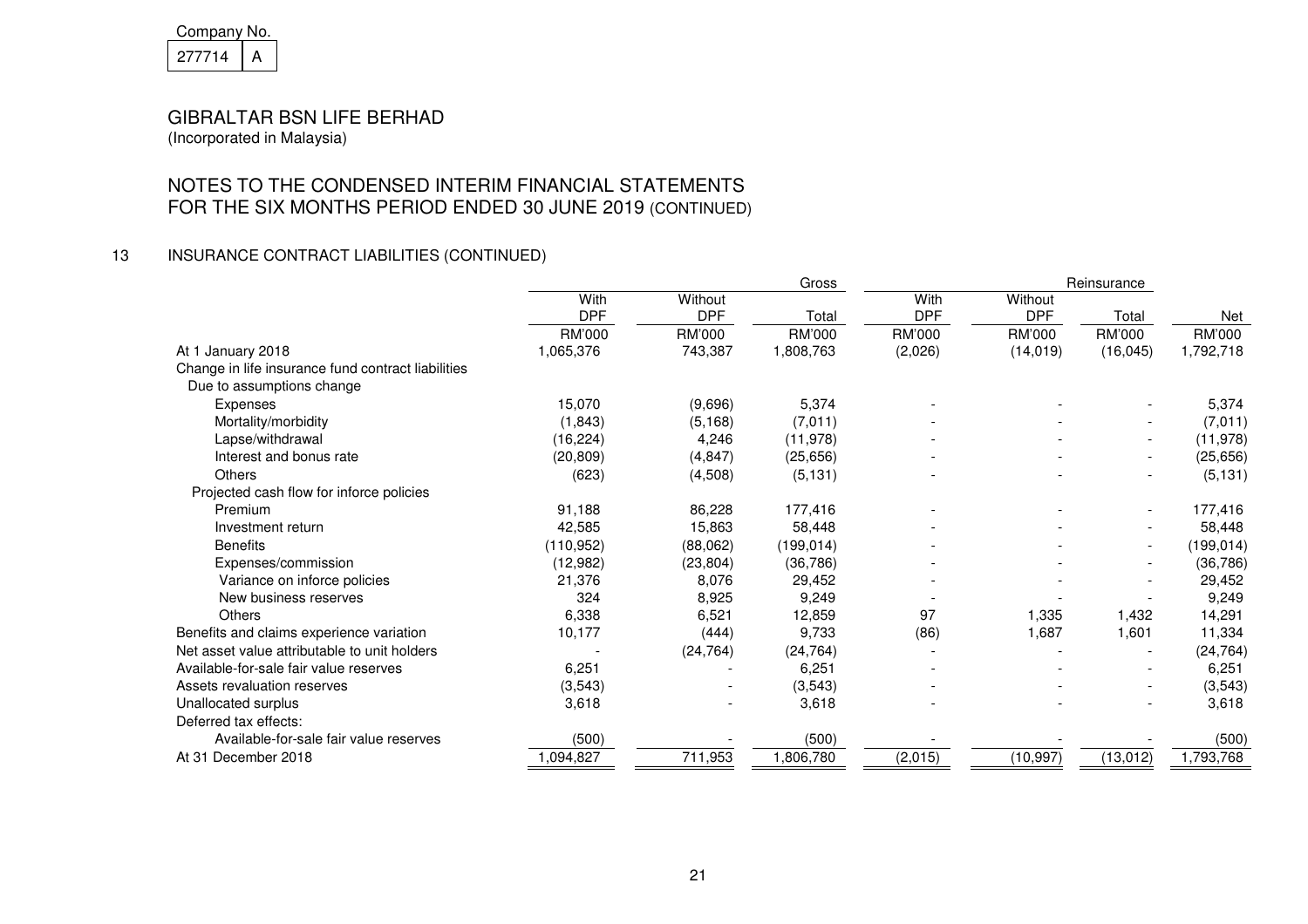Company No.

| 277714 | A |
|---|---|

# GIBRALTAR BSN LIFE BERHAD

(Incorporated in Malaysia)

## NOTES TO THE CONDENSED INTERIM FINANCIAL STATEMENTS FOR THE SIX MONTHS PERIOD ENDED 30 JUNE 2019 (CONTINUED)

### 13 INSURANCE CONTRACT LIABILITIES (CONTINUED)

| | Gross | | | Reinsurance | | | |
|---|---|---|---|---|---|---|---|
| | With DPF | Without DPF | Total | With DPF | Without DPF | Total | Net |
| | RM'000 | RM'000 | RM'000 | RM'000 | RM'000 | RM'000 | RM'000 |
| At 1 January 2018 | 1,065,376 | 743,387 | 1,808,763 | (2,026) | (14,019) | (16,045) | 1,792,718 |
| Change in life insurance fund contract liabilities | | | | | | | |
| Due to assumptions change | | | | | | | |
| Expenses | 15,070 | (9,696) | 5,374 | - | - | - | 5,374 |
| Mortality/morbidity | (1,843) | (5,168) | (7,011) | - | - | - | (7,011) |
| Lapse/withdrawal | (16,224) | 4,246 | (11,978) | - | - | - | (11,978) |
| Interest and bonus rate | (20,809) | (4,847) | (25,656) | - | - | - | (25,656) |
| Others | (623) | (4,508) | (5,131) | - | - | - | (5,131) |
| Projected cash flow for inforce policies | | | | | | | |
| Premium | 91,188 | 86,228 | 177,416 | - | - | - | 177,416 |
| Investment return | 42,585 | 15,863 | 58,448 | - | - | - | 58,448 |
| Benefits | (110,952) | (88,062) | (199,014) | - | - | - | (199,014) |
| Expenses/commission | (12,982) | (23,804) | (36,786) | - | - | - | (36,786) |
| Variance on inforce policies | 21,376 | 8,076 | 29,452 | - | - | - | 29,452 |
| New business reserves | 324 | 8,925 | 9,249 | - | - | - | 9,249 |
| Others | 6,338 | 6,521 | 12,859 | 97 | 1,335 | 1,432 | 14,291 |
| Benefits and claims experience variation | 10,177 | (444) | 9,733 | (86) | 1,687 | 1,601 | 11,334 |
| Net asset value attributable to unit holders | - | (24,764) | (24,764) | - | - | - | (24,764) |
| Available-for-sale fair value reserves | 6,251 | - | 6,251 | - | - | - | 6,251 |
| Assets revaluation reserves | (3,543) | - | (3,543) | - | - | - | (3,543) |
| Unallocated surplus | 3,618 | - | 3,618 | - | - | - | 3,618 |
| Deferred tax effects: | | | | | | | |
| Available-for-sale fair value reserves | (500) | - | (500) | - | - | - | (500) |
| At 31 December 2018 | 1,094,827 | 711,953 | 1,806,780 | (2,015) | (10,997) | (13,012) | 1,793,768 |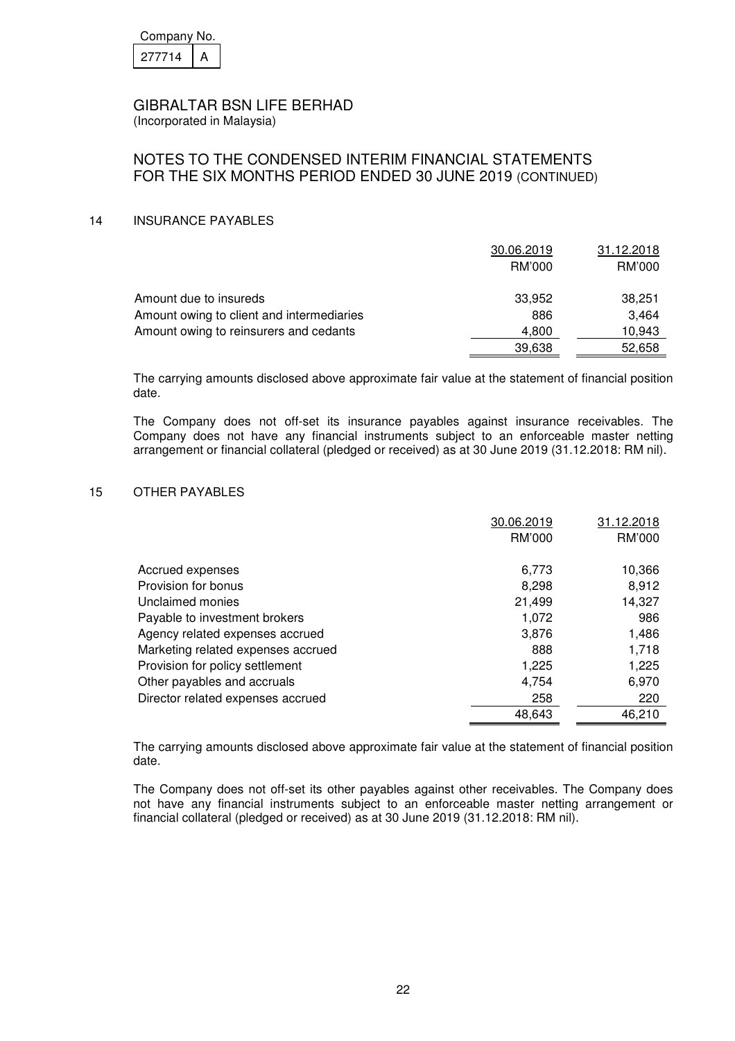Company No.

| 277714 | A |
|---|---|

GIBRALTAR BSN LIFE BERHAD
(Incorporated in Malaysia)

## NOTES TO THE CONDENSED INTERIM FINANCIAL STATEMENTS FOR THE SIX MONTHS PERIOD ENDED 30 JUNE 2019 (CONTINUED)

### 14 INSURANCE PAYABLES

| | 30.06.2019 | 31.12.2018 |
|---|---|---|
| | RM'000 | RM'000 |
| Amount due to insureds | 33,952 | 38,251 |
| Amount owing to client and intermediaries | 886 | 3,464 |
| Amount owing to reinsurers and cedants | 4,800 | 10,943 |
| | 39,638 | 52,658 |

The carrying amounts disclosed above approximate fair value at the statement of financial position date.

The Company does not off-set its insurance payables against insurance receivables. The Company does not have any financial instruments subject to an enforceable master netting arrangement or financial collateral (pledged or received) as at 30 June 2019 (31.12.2018: RM nil).

### 15 OTHER PAYABLES

| | 30.06.2019 | 31.12.2018 |
|---|---|---|
| | RM'000 | RM'000 |
| Accrued expenses | 6,773 | 10,366 |
| Provision for bonus | 8,298 | 8,912 |
| Unclaimed monies | 21,499 | 14,327 |
| Payable to investment brokers | 1,072 | 986 |
| Agency related expenses accrued | 3,876 | 1,486 |
| Marketing related expenses accrued | 888 | 1,718 |
| Provision for policy settlement | 1,225 | 1,225 |
| Other payables and accruals | 4,754 | 6,970 |
| Director related expenses accrued | 258 | 220 |
| | 48,643 | 46,210 |

The carrying amounts disclosed above approximate fair value at the statement of financial position date.

The Company does not off-set its other payables against other receivables. The Company does not have any financial instruments subject to an enforceable master netting arrangement or financial collateral (pledged or received) as at 30 June 2019 (31.12.2018: RM nil).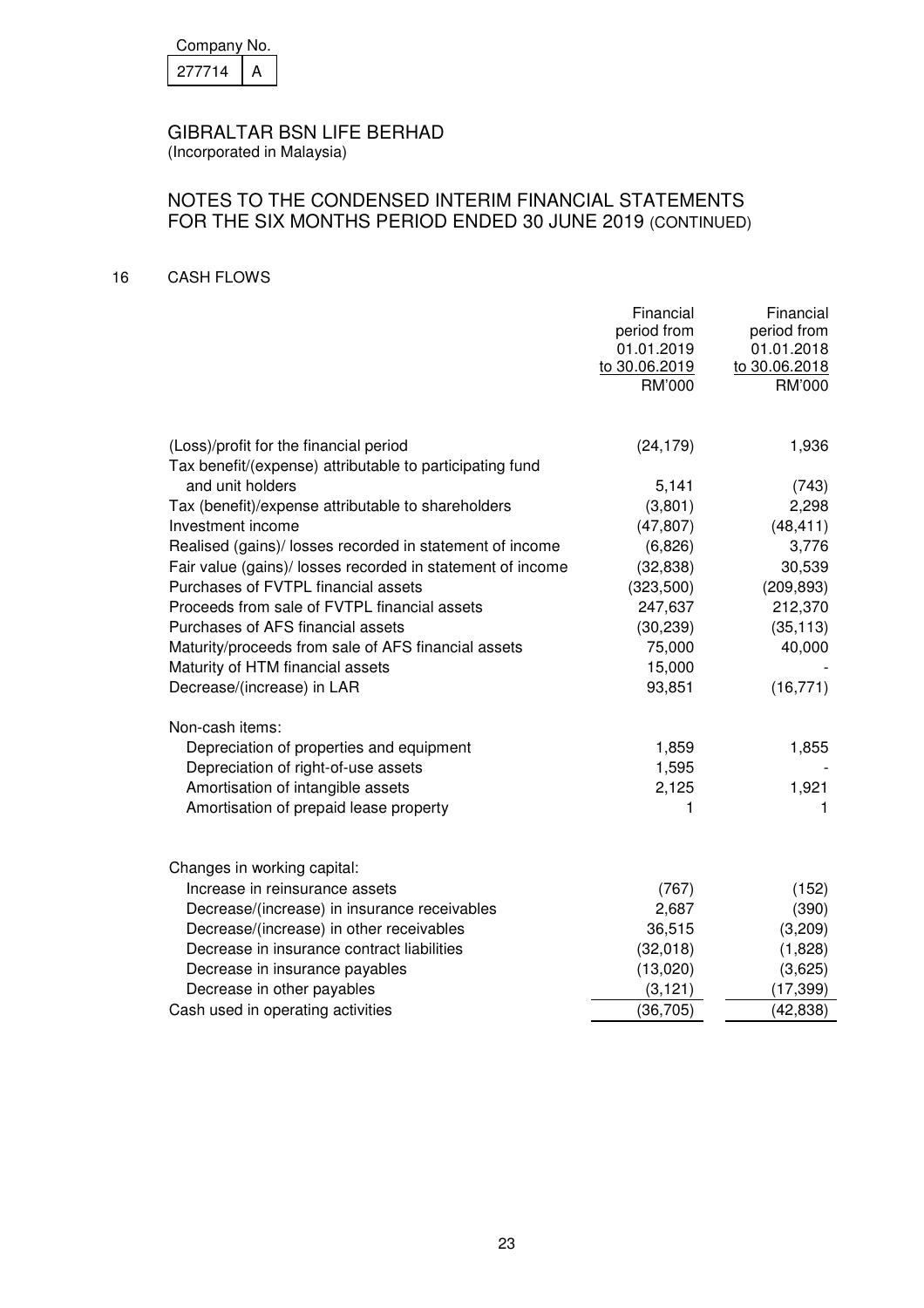Company No.

| 277714 | A |
|---|---|

GIBRALTAR BSN LIFE BERHAD
(Incorporated in Malaysia)

## NOTES TO THE CONDENSED INTERIM FINANCIAL STATEMENTS FOR THE SIX MONTHS PERIOD ENDED 30 JUNE 2019 (CONTINUED)

### 16 CASH FLOWS

| | Financial period from 01.01.2019 to 30.06.2019 RM'000 | Financial period from 01.01.2018 to 30.06.2018 RM'000 |
|---|---|---|
| (Loss)/profit for the financial period | (24,179) | 1,936 |
| Tax benefit/(expense) attributable to participating fund and unit holders | 5,141 | (743) |
| Tax (benefit)/expense attributable to shareholders | (3,801) | 2,298 |
| Investment income | (47,807) | (48,411) |
| Realised (gains)/ losses recorded in statement of income | (6,826) | 3,776 |
| Fair value (gains)/ losses recorded in statement of income | (32,838) | 30,539 |
| Purchases of FVTPL financial assets | (323,500) | (209,893) |
| Proceeds from sale of FVTPL financial assets | 247,637 | 212,370 |
| Purchases of AFS financial assets | (30,239) | (35,113) |
| Maturity/proceeds from sale of AFS financial assets | 75,000 | 40,000 |
| Maturity of HTM financial assets | 15,000 | - |
| Decrease/(increase) in LAR | 93,851 | (16,771) |
| Non-cash items: | | |
| Depreciation of properties and equipment | 1,859 | 1,855 |
| Depreciation of right-of-use assets | 1,595 | - |
| Amortisation of intangible assets | 2,125 | 1,921 |
| Amortisation of prepaid lease property | 1 | 1 |
| Changes in working capital: | | |
| Increase in reinsurance assets | (767) | (152) |
| Decrease/(increase) in insurance receivables | 2,687 | (390) |
| Decrease/(increase) in other receivables | 36,515 | (3,209) |
| Decrease in insurance contract liabilities | (32,018) | (1,828) |
| Decrease in insurance payables | (13,020) | (3,625) |
| Decrease in other payables | (3,121) | (17,399) |
| Cash used in operating activities | (36,705) | (42,838) |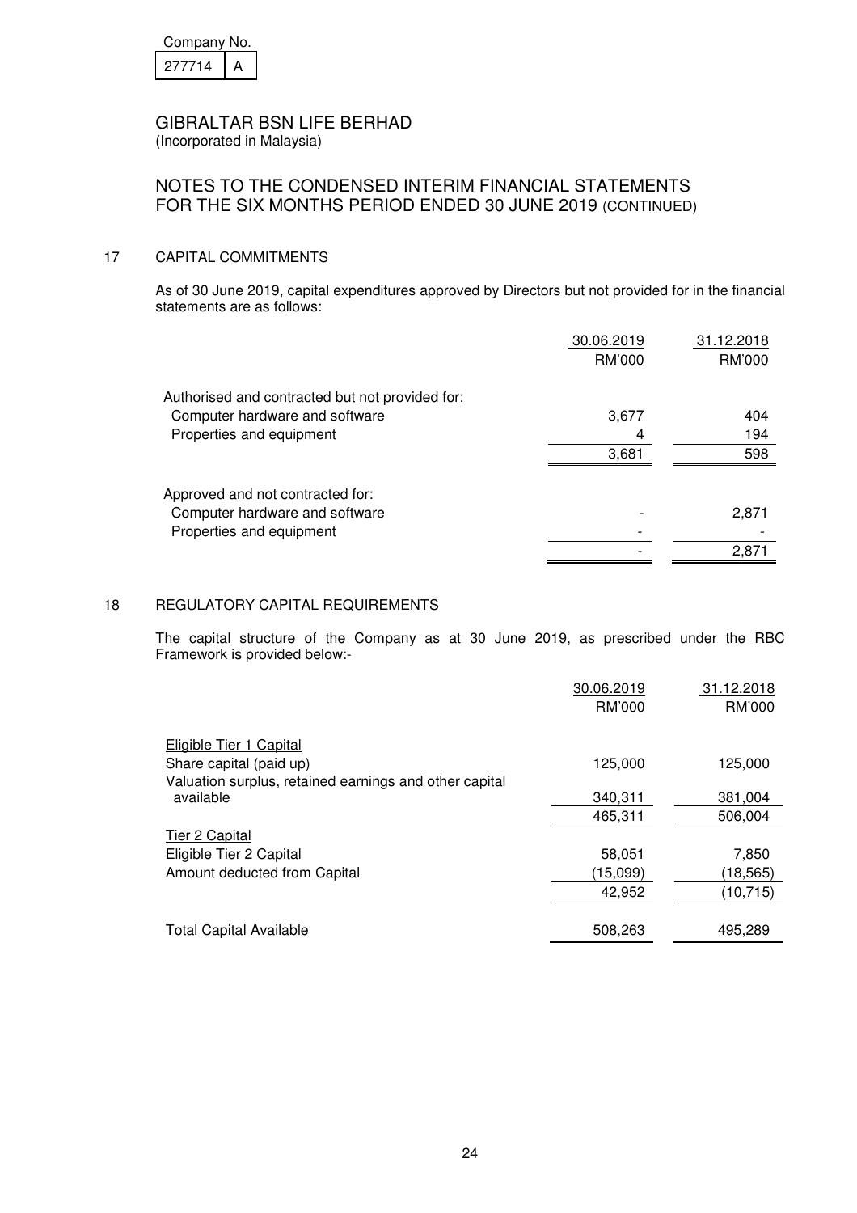Company No.

| 277714 | A |
|---|---|

GIBRALTAR BSN LIFE BERHAD
(Incorporated in Malaysia)

NOTES TO THE CONDENSED INTERIM FINANCIAL STATEMENTS
FOR THE SIX MONTHS PERIOD ENDED 30 JUNE 2019 (CONTINUED)

## 17 CAPITAL COMMITMENTS

As of 30 June 2019, capital expenditures approved by Directors but not provided for in the financial statements are as follows:

| | 30.06.2019 | 31.12.2018 |
|---|---|---|
| | RM'000 | RM'000 |
| Authorised and contracted but not provided for: | | |
| Computer hardware and software | 3,677 | 404 |
| Properties and equipment | 4 | 194 |
| | 3,681 | 598 |
| Approved and not contracted for: | | |
| Computer hardware and software | - | 2,871 |
| Properties and equipment | - | - |
| | - | 2,871 |

## 18 REGULATORY CAPITAL REQUIREMENTS

The capital structure of the Company as at 30 June 2019, as prescribed under the RBC Framework is provided below:-

| | 30.06.2019 | 31.12.2018 |
|---|---|---|
| | RM'000 | RM'000 |
| Eligible Tier 1 Capital | | |
| Share capital (paid up) | 125,000 | 125,000 |
| Valuation surplus, retained earnings and other capital available | 340,311 | 381,004 |
| | 465,311 | 506,004 |
| Tier 2 Capital | | |
| Eligible Tier 2 Capital | 58,051 | 7,850 |
| Amount deducted from Capital | (15,099) | (18,565) |
| | 42,952 | (10,715) |
| Total Capital Available | 508,263 | 495,289 |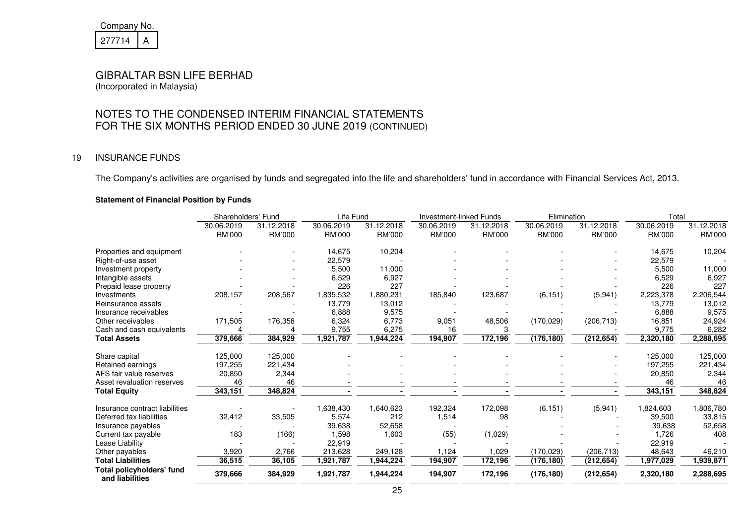Company No.

| 277714 | A |
|---|---|

GIBRALTAR BSN LIFE BERHAD
(Incorporated in Malaysia)

# NOTES TO THE CONDENSED INTERIM FINANCIAL STATEMENTS FOR THE SIX MONTHS PERIOD ENDED 30 JUNE 2019 (CONTINUED)

## 19 INSURANCE FUNDS

The Company's activities are organised by funds and segregated into the life and shareholders' fund in accordance with Financial Services Act, 2013.

**Statement of Financial Position by Funds**

| | Shareholders' Fund | | Life Fund | | Investment-linked Funds | | Elimination | | Total | |
|---|---|---|---|---|---|---|---|---|---|---|
| | 30.06.2019 | 31.12.2018 | 30.06.2019 | 31.12.2018 | 30.06.2019 | 31.12.2018 | 30.06.2019 | 31.12.2018 | 30.06.2019 | 31.12.2018 |
| | RM'000 | RM'000 | RM'000 | RM'000 | RM'000 | RM'000 | RM'000 | RM'000 | RM'000 | RM'000 |
| Properties and equipment | - | - | 14,675 | 10,204 | - | - | - | - | 14,675 | 10,204 |
| Right-of-use asset | - | - | 22,579 | - | - | - | - | - | 22,579 | - |
| Investment property | - | - | 5,500 | 11,000 | - | - | - | - | 5,500 | 11,000 |
| Intangible assets | - | - | 6,529 | 6,927 | - | - | - | - | 6,529 | 6,927 |
| Prepaid lease property | - | - | 226 | 227 | - | - | - | - | 226 | 227 |
| Investments | 208,157 | 208,567 | 1,835,532 | 1,880,231 | 185,840 | 123,687 | (6,151) | (5,941) | 2,223,378 | 2,206,544 |
| Reinsurance assets | - | - | 13,779 | 13,012 | - | - | - | - | 13,779 | 13,012 |
| Insurance receivables | - | - | 6,888 | 9,575 | - | - | - | - | 6,888 | 9,575 |
| Other receivables | 171,505 | 176,358 | 6,324 | 6,773 | 9,051 | 48,506 | (170,029) | (206,713) | 16,851 | 24,924 |
| Cash and cash equivalents | 4 | 4 | 9,755 | 6,275 | 16 | 3 | - | - | 9,775 | 6,282 |
| **Total Assets** | **379,666** | **384,929** | **1,921,787** | **1,944,224** | **194,907** | **172,196** | **(176,180)** | **(212,654)** | **2,320,180** | **2,288,695** |
| Share capital | 125,000 | 125,000 | - | - | - | - | - | - | 125,000 | 125,000 |
| Retained earnings | 197,255 | 221,434 | - | - | - | - | - | - | 197,255 | 221,434 |
| AFS fair value reserves | 20,850 | 2,344 | - | - | - | - | - | - | 20,850 | 2,344 |
| Asset revaluation reserves | 46 | 46 | - | - | - | - | - | - | 46 | 46 |
| **Total Equity** | **343,151** | **348,824** | **-** | **-** | **-** | **-** | **-** | **-** | **343,151** | **348,824** |
| Insurance contract liabilities | - | - | 1,638,430 | 1,640,623 | 192,324 | 172,098 | (6,151) | (5,941) | 1,824,603 | 1,806,780 |
| Deferred tax liabilities | 32,412 | 33,505 | 5,574 | 212 | 1,514 | 98 | - | - | 39,500 | 33,815 |
| Insurance payables | - | - | 39,638 | 52,658 | - | - | - | - | 39,638 | 52,658 |
| Current tax payable | 183 | (166) | 1,598 | 1,603 | (55) | (1,029) | - | - | 1,726 | 408 |
| Lease Liability | - | - | 22,919 | - | - | - | - | - | 22,919 | - |
| Other payables | 3,920 | 2,766 | 213,628 | 249,128 | 1,124 | 1,029 | (170,029) | (206,713) | 48,643 | 46,210 |
| **Total Liabilities** | **36,515** | **36,105** | **1,921,787** | **1,944,224** | **194,907** | **172,196** | **(176,180)** | **(212,654)** | **1,977,029** | **1,939,871** |
| **Total policyholders' fund and liabilities** | **379,666** | **384,929** | **1,921,787** | **1,944,224** | **194,907** | **172,196** | **(176,180)** | **(212,654)** | **2,320,180** | **2,288,695** |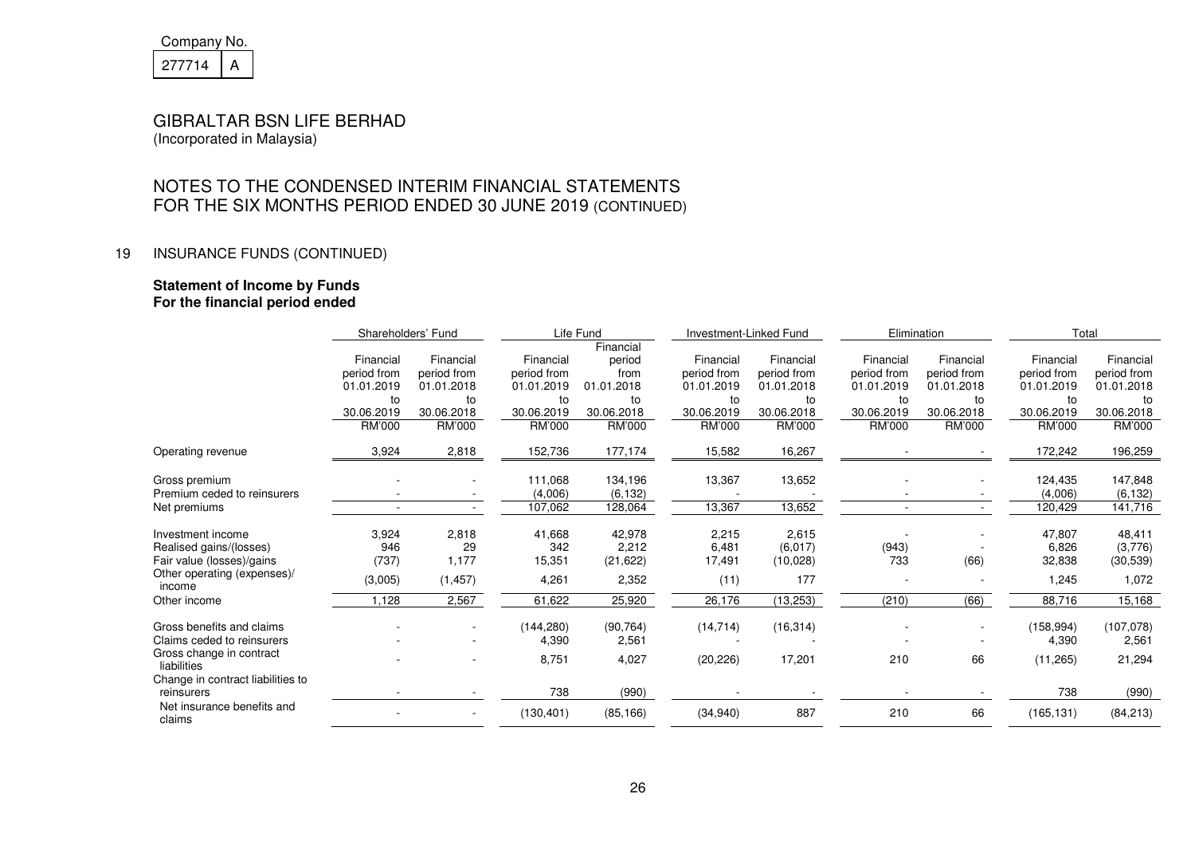Company No.

| 277714 | A |
|---|---|

# GIBRALTAR BSN LIFE BERHAD

(Incorporated in Malaysia)

## NOTES TO THE CONDENSED INTERIM FINANCIAL STATEMENTS FOR THE SIX MONTHS PERIOD ENDED 30 JUNE 2019 (CONTINUED)

### 19 INSURANCE FUNDS (CONTINUED)

**Statement of Income by Funds**
**For the financial period ended**

| | Shareholders' Fund | | Life Fund | | Investment-Linked Fund | | Elimination | | Total | |
|---|---|---|---|---|---|---|---|---|---|---|
| | Financial period from 01.01.2019 to 30.06.2019 | Financial period from 01.01.2018 to 30.06.2018 | Financial period from 01.01.2019 to 30.06.2019 | Financial period from 01.01.2018 to 30.06.2018 | Financial period from 01.01.2019 to 30.06.2019 | Financial period from 01.01.2018 to 30.06.2018 | Financial period from 01.01.2019 to 30.06.2019 | Financial period from 01.01.2018 to 30.06.2018 | Financial period from 01.01.2019 to 30.06.2019 | Financial period from 01.01.2018 to 30.06.2018 |
| | RM'000 | RM'000 | RM'000 | RM'000 | RM'000 | RM'000 | RM'000 | RM'000 | RM'000 | RM'000 |
| Operating revenue | 3,924 | 2,818 | 152,736 | 177,174 | 15,582 | 16,267 | - | - | 172,242 | 196,259 |
| Gross premium | - | - | 111,068 | 134,196 | 13,367 | 13,652 | - | - | 124,435 | 147,848 |
| Premium ceded to reinsurers | - | - | (4,006) | (6,132) | - | - | - | - | (4,006) | (6,132) |
| Net premiums | - | - | 107,062 | 128,064 | 13,367 | 13,652 | - | - | 120,429 | 141,716 |
| Investment income | 3,924 | 2,818 | 41,668 | 42,978 | 2,215 | 2,615 | - | - | 47,807 | 48,411 |
| Realised gains/(losses) | 946 | 29 | 342 | 2,212 | 6,481 | (6,017) | (943) | - | 6,826 | (3,776) |
| Fair value (losses)/gains | (737) | 1,177 | 15,351 | (21,622) | 17,491 | (10,028) | 733 | (66) | 32,838 | (30,539) |
| Other operating (expenses)/ income | (3,005) | (1,457) | 4,261 | 2,352 | (11) | 177 | - | - | 1,245 | 1,072 |
| Other income | 1,128 | 2,567 | 61,622 | 25,920 | 26,176 | (13,253) | (210) | (66) | 88,716 | 15,168 |
| Gross benefits and claims | - | - | (144,280) | (90,764) | (14,714) | (16,314) | - | - | (158,994) | (107,078) |
| Claims ceded to reinsurers | - | - | 4,390 | 2,561 | - | - | - | - | 4,390 | 2,561 |
| Gross change in contract liabilities | - | - | 8,751 | 4,027 | (20,226) | 17,201 | 210 | 66 | (11,265) | 21,294 |
| Change in contract liabilities to reinsurers | - | - | 738 | (990) | - | - | - | - | 738 | (990) |
| Net insurance benefits and claims | - | - | (130,401) | (85,166) | (34,940) | 887 | 210 | 66 | (165,131) | (84,213) |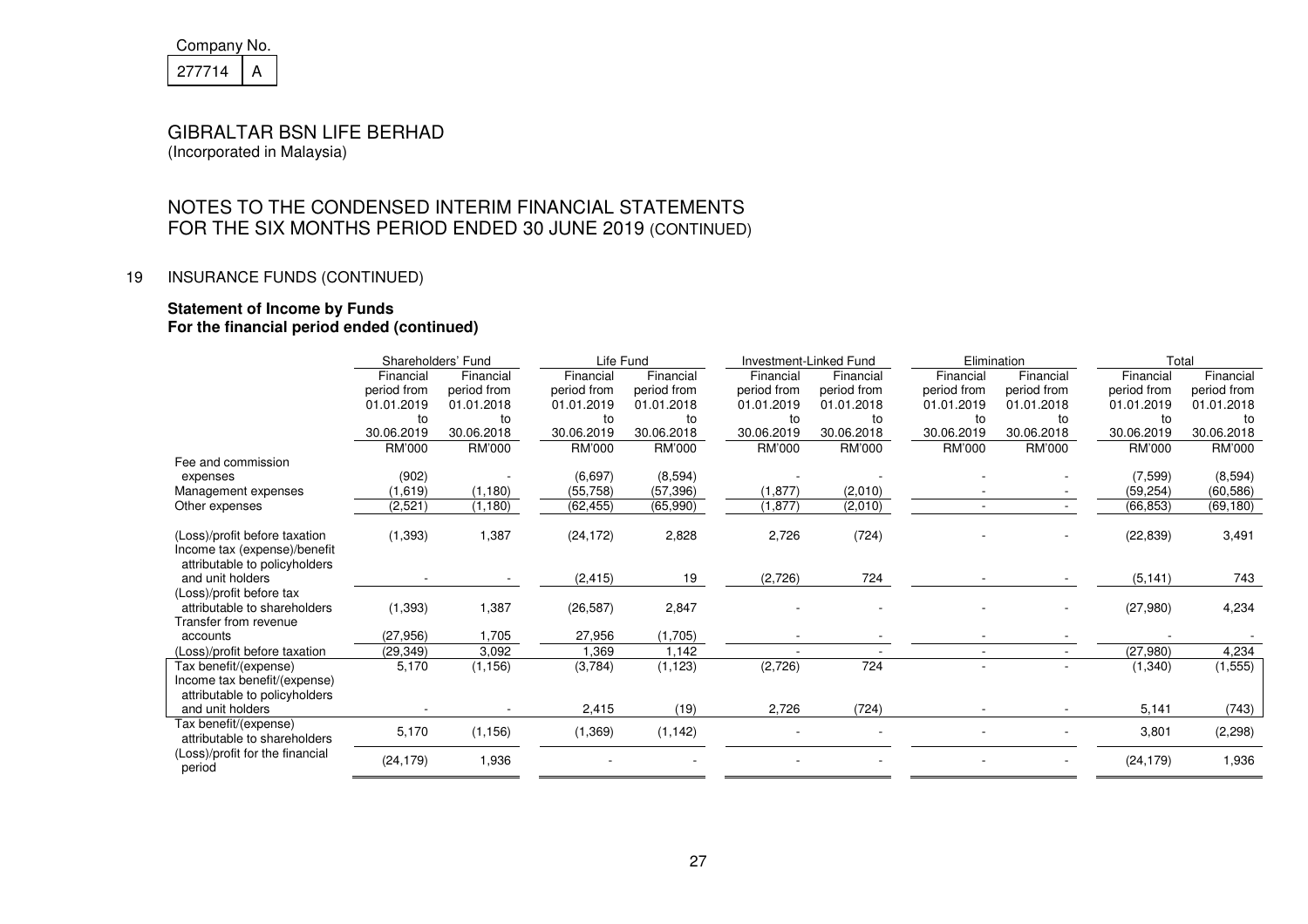Company No.

| 277714 | A |
|---|---|

GIBRALTAR BSN LIFE BERHAD
(Incorporated in Malaysia)

NOTES TO THE CONDENSED INTERIM FINANCIAL STATEMENTS
FOR THE SIX MONTHS PERIOD ENDED 30 JUNE 2019 (CONTINUED)

## 19 INSURANCE FUNDS (CONTINUED)

**Statement of Income by Funds**
**For the financial period ended (continued)**

| | Shareholders' Fund | | Life Fund | | Investment-Linked Fund | | Elimination | | Total | |
|---|---|---|---|---|---|---|---|---|---|---|
| | Financial period from 01.01.2019 to 30.06.2019 | Financial period from 01.01.2018 to 30.06.2018 | Financial period from 01.01.2019 to 30.06.2019 | Financial period from 01.01.2018 to 30.06.2018 | Financial period from 01.01.2019 to 30.06.2019 | Financial period from 01.01.2018 to 30.06.2018 | Financial period from 01.01.2019 to 30.06.2019 | Financial period from 01.01.2018 to 30.06.2018 | Financial period from 01.01.2019 to 30.06.2019 | Financial period from 01.01.2018 to 30.06.2018 |
| | RM'000 | RM'000 | RM'000 | RM'000 | RM'000 | RM'000 | RM'000 | RM'000 | RM'000 | RM'000 |
| Fee and commission expenses | (902) | - | (6,697) | (8,594) | - | - | - | - | (7,599) | (8,594) |
| Management expenses | (1,619) | (1,180) | (55,758) | (57,396) | (1,877) | (2,010) | - | - | (59,254) | (60,586) |
| Other expenses | (2,521) | (1,180) | (62,455) | (65,990) | (1,877) | (2,010) | - | - | (66,853) | (69,180) |
| (Loss)/profit before taxation | (1,393) | 1,387 | (24,172) | 2,828 | 2,726 | (724) | - | - | (22,839) | 3,491 |
| Income tax (expense)/benefit attributable to policyholders and unit holders | - | - | (2,415) | 19 | (2,726) | 724 | - | - | (5,141) | 743 |
| (Loss)/profit before tax attributable to shareholders | (1,393) | 1,387 | (26,587) | 2,847 | - | - | - | - | (27,980) | 4,234 |
| Transfer from revenue accounts | (27,956) | 1,705 | 27,956 | (1,705) | - | - | - | - | - | - |
| (Loss)/profit before taxation | (29,349) | 3,092 | 1,369 | 1,142 | - | - | - | - | (27,980) | 4,234 |
| Tax benefit/(expense) | 5,170 | (1,156) | (3,784) | (1,123) | (2,726) | 724 | - | - | (1,340) | (1,555) |
| Income tax benefit/(expense) attributable to policyholders and unit holders | - | - | 2,415 | (19) | 2,726 | (724) | - | - | 5,141 | (743) |
| Tax benefit/(expense) attributable to shareholders | 5,170 | (1,156) | (1,369) | (1,142) | - | - | - | - | 3,801 | (2,298) |
| (Loss)/profit for the financial period | (24,179) | 1,936 | - | - | - | - | - | - | (24,179) | 1,936 |